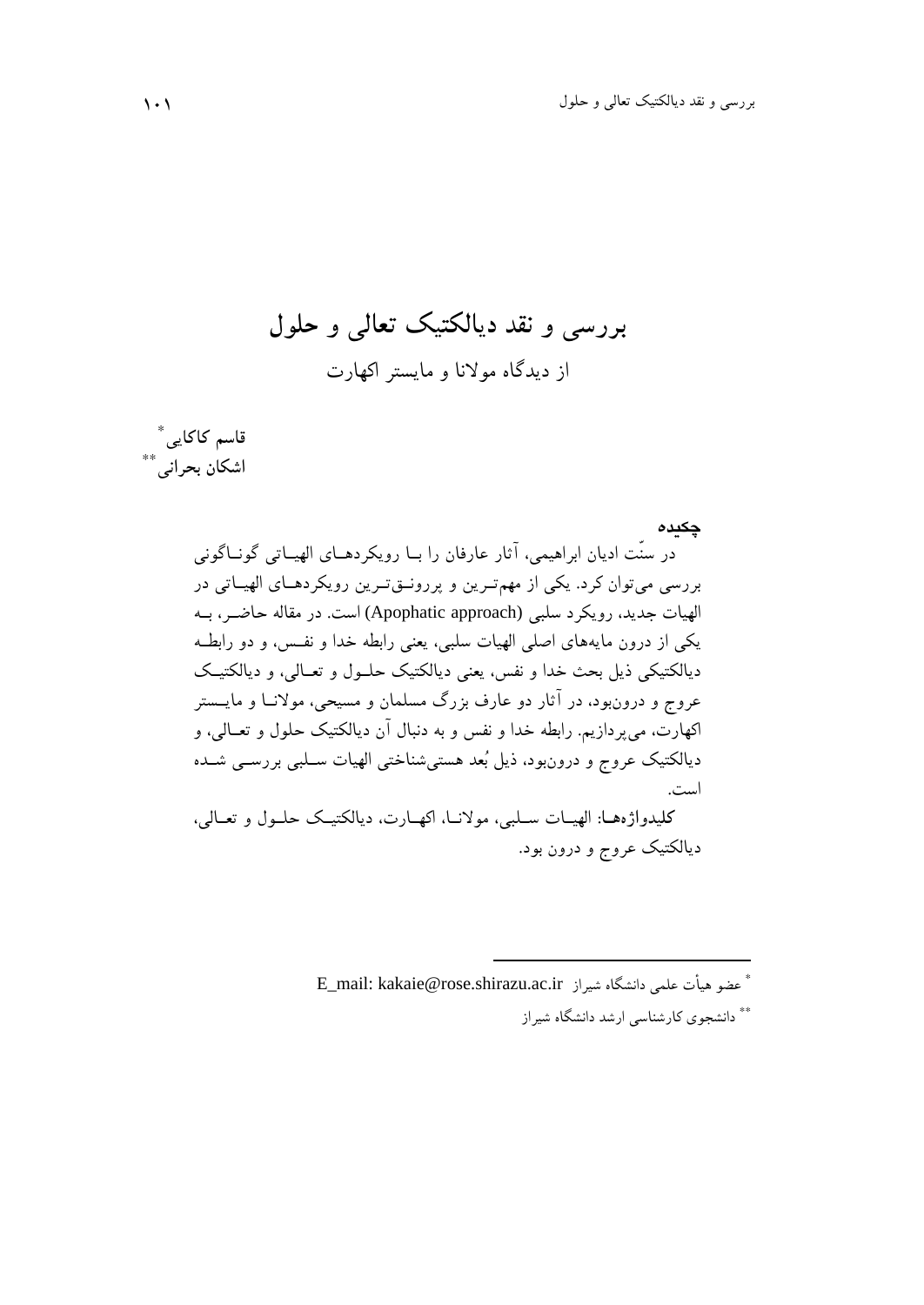# بررسی و نقد دیالکتیک تعالی و حلول

## از دیدگاه مولانا و مایستر اکهارت

**قاسم کاکایی**[*]
**اشکان بحرانی**[**]

**چکیده**

در سنّت ادیان ابراهیمی، آثار عارفان را بـا رویکردهـای الهیـاتی گونـاگونی بررسی می‌توان کرد. یکی از مهم‌تـرین و پررونـق‌تـرین رویکردهـای الهیـاتی در الهیات جدید، رویکرد سلبی (Apophatic approach) است. در مقاله حاضـر، بـه یکی از درون مایه‌های اصلی الهیات سلبی، یعنی رابطه خدا و نفـس، و دو رابطـه دیالکتیکی ذیل بحث خدا و نفس، یعنی دیالکتیک حلـول و تعـالی، و دیالکتیـک عروج و درون‌بود، در آثار دو عارف بزرگ مسلمان و مسیحی، مولانـا و مایسـتر اکهارت، می‌پردازیم. رابطه خدا و نفس و به دنبال آن دیالکتیک حلول و تعـالی، و دیالکتیک عروج و درون‌بود، ذیل بُعد هستی‌شناختی الهیات سـلبی بررسـی شـده است.

**کلیدواژه‌هـا**: الهیـات سـلبی، مولانـا، اکهـارت، دیالکتیـک حلـول و تعـالی، دیالکتیک عروج و درون بود.

---

[*] عضو هیأت علمی دانشگاه شیراز E_mail: kakaie@rose.shirazu.ac.ir

[**] دانشجوی کارشناسی ارشد دانشگاه شیراز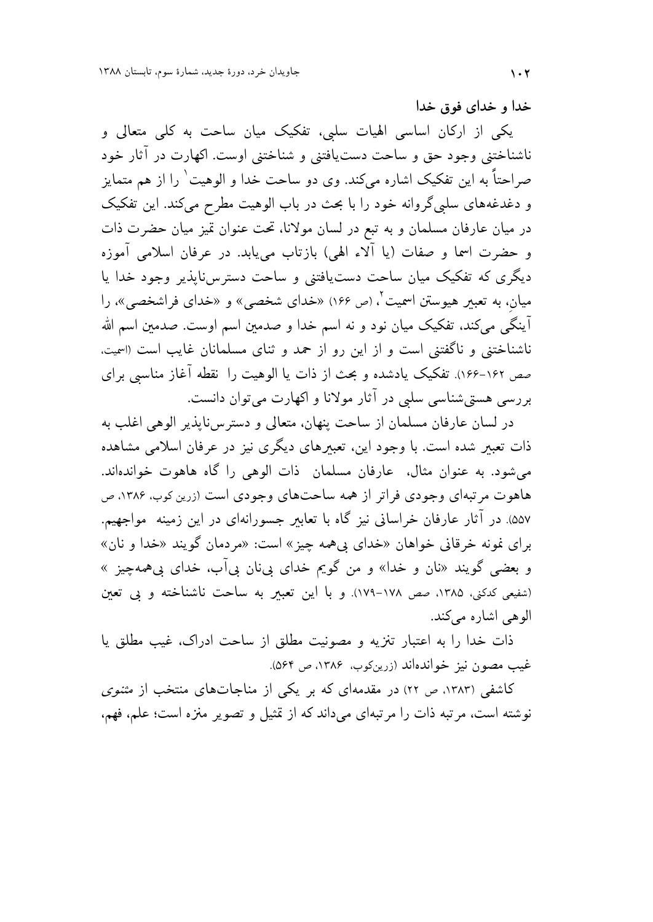## خدا و خدای فوق خدا

یکی از ارکان اساسی الهیات سلبی، تفکیک میان ساحت به کلی متعالی و ناشناختنی وجود حق و ساحت دست‌یافتنی و شناختنی اوست. اکهارت در آثار خود صراحتاً به این تفکیک اشاره می‌کند. وی دو ساحت خدا و الوهیت[1] را از هم متمایز و دغدغه‌های سلبی‌گروانه خود را با بحث در باب الوهیت مطرح می‌کند. این تفکیک در میان عارفان مسلمان و به تبع در لسان مولانا، تحت عنوان تمیز میان حضرت ذات و حضرت اسما و صفات (یا آلاء الهی) بازتاب می‌یابد. در عرفان اسلامی آموزه دیگری که تفکیک میان ساحت دست‌یافتنی و ساحت دسترس‌ناپذیر وجود خدا یا میان، به تعبیر هیوستن اسمیت[2]، (ص ۱۶۶) «خدای شخصی» و «خدای فراشخصی»، را آینگی می‌کند، تفکیک میان نود و نه اسم خدا و صدمین اسم اوست. صدمین اسم الله ناشناختنی و ناگفتنی است و از این رو از حمد و ثنای مسلمانان غایب است (اسمیت، صص ۱۶۲-۱۶۶). تفکیک یادشده و بحث از ذات یا الوهیت را نقطه آغاز مناسبی برای بررسی هستی‌شناسی سلبی در آثار مولانا و اکهارت می‌توان دانست.

در لسان عارفان مسلمان از ساحت پنهان، متعالی و دسترس‌ناپذیر الوهی اغلب به ذات تعبیر شده است. با وجود این، تعبیرهای دیگری نیز در عرفان اسلامی مشاهده می‌شود. به عنوان مثال، عارفان مسلمان ذات الوهی را گاه هاهوت خوانده‌اند. هاهوت مرتبه‌ای وجودی فراتر از همه ساحت‌های وجودی است (زرین کوب، ۱۳۸۶، ص ۵۵۷). در آثار عارفان خراسانی نیز گاه با تعابیر جسورانه‌ای در این زمینه مواجهیم. برای نمونه خرقانی خواهان «خدای بی‌همه چیز» است: «مردمان گویند «خدا و نان» و بعضی گویند «نان و خدا» و من گویم خدای بی‌نان بی‌آب، خدای بی‌همه‌چیز» (شفیعی کدکنی، ۱۳۸۵، صص ۱۷۸-۱۷۹). و با این تعبیر به ساحت ناشناخته و بی تعین الوهی اشاره می‌کند.

ذات خدا را به اعتبار تنزیه و مصونیت مطلق از ساحت ادراک، غیب مطلق یا غیب مصون نیز خوانده‌اند (زرین‌کوب، ۱۳۸۶، ص ۵۶۴).

کاشفی (۱۳۸۳، ص ۲۲) در مقدمه‌ای که بر یکی از مناجات‌های منتخب از مثنوی نوشته است، مرتبه ذات را مرتبه‌ای می‌داند که از تمثیل و تصویر منزه است؛ علم، فهم،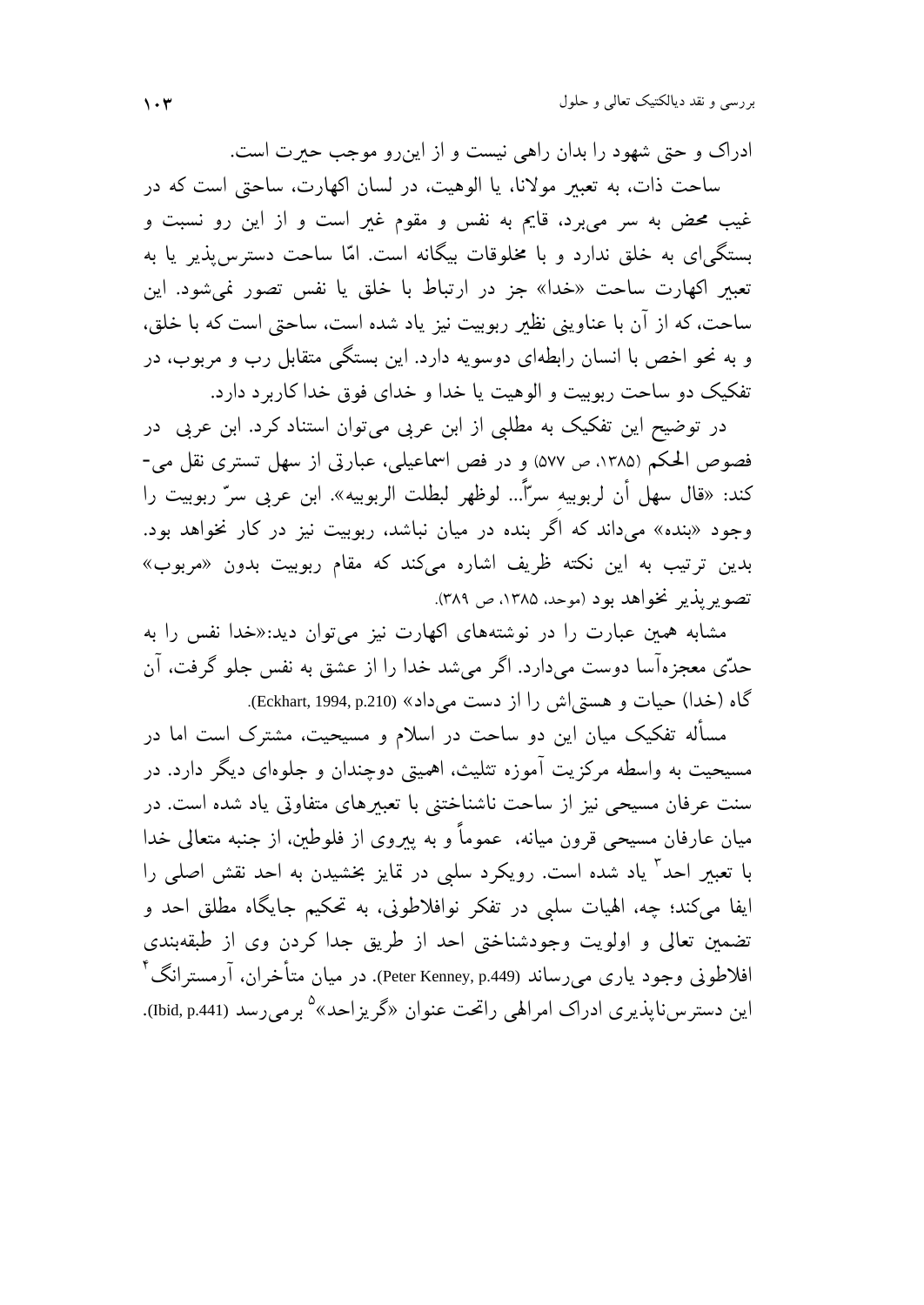ادراک و حتی شهود را بدان راهی نیست و از این‌رو موجب حیرت است.

ساحت ذات، به تعبیر مولانا، یا الوهیت، در لسان اکهارت، ساحتی است که در غیب محض به سر می‌برد، قایم به نفس و مقوم غیر است و از این رو نسبت و بستگی‌ای به خلق ندارد و با مخلوقات بیگانه است. امّا ساحت دسترس‌پذیر یا به تعبیر اکهارت ساحت «خدا» جز در ارتباط با خلق یا نفس تصور نمی‌شود. این ساحت، که از آن با عناوینی نظیر ربوبیت نیز یاد شده است، ساحتی است که با خلق، و به نحو اخص با انسان رابطه‌ای دوسویه دارد. این بستگی متقابل رب و مربوب، در تفکیک دو ساحت ربوبیت و الوهیت یا خدا و خدای فوق خدا کاربرد دارد.

در توضیح این تفکیک به مطلبی از ابن عربی می‌توان استناد کرد. ابن عربی در فصوص الحکم (۱۳۸۵، ص ۵۷۷) و در فص اسماعیلی، عبارتی از سهل تستری نقل می‌کند: «قال سهل أن لربوبیه سرّاً... لوظهر لبطلت الربوبیه». ابن عربی سرّ ربوبیت را وجود «بنده» می‌داند که اگر بنده در میان نباشد، ربوبیت نیز در کار نخواهد بود. بدین ترتیب به این نکته ظریف اشاره می‌کند که مقام ربوبیت بدون «مربوب» تصویرپذیر نخواهد بود (موحد، ۱۳۸۵، ص ۳۸۹).

مشابه همین عبارت را در نوشته‌های اکهارت نیز می‌توان دید:«خدا نفس را به حدّی معجزه‌آسا دوست می‌دارد. اگر می‌شد خدا را از عشق به نفس جلو گرفت، آن گاه (خدا) حیات و هستی‌اش را از دست می‌داد» (Eckhart, 1994, p.210).

مسأله تفکیک میان این دو ساحت در اسلام و مسیحیت، مشترک است اما در مسیحیت به واسطه مرکزیت آموزه تثلیث، اهمیتی دوچندان و جلوه‌ای دیگر دارد. در سنت عرفان مسیحی نیز از ساحت ناشناختنی با تعبیرهای متفاوتی یاد شده است. در میان عارفان مسیحی قرون میانه، عموماً و به پیروی از فلوطین، از جنبه متعالی خدا با تعبیر احد[3] یاد شده است. رویکرد سلبی در تمایز بخشیدن به احد نقش اصلی را ایفا می‌کند؛ چه، الهیات سلبی در تفکر نوافلاطونی، به تحکیم جایگاه مطلق احد و تضمین تعالی و اولویت وجودشناختی احد از طریق جدا کردن وی از طبقه‌بندی افلاطونی وجود یاری می‌رساند (Peter Kenney, p.449). در میان متأخران، آرمسترانگ[4] این دسترس‌ناپذیری ادراک امرالهی راتحت عنوان «گریزاحد»[5] برمی‌رسد (Ibid, p.441).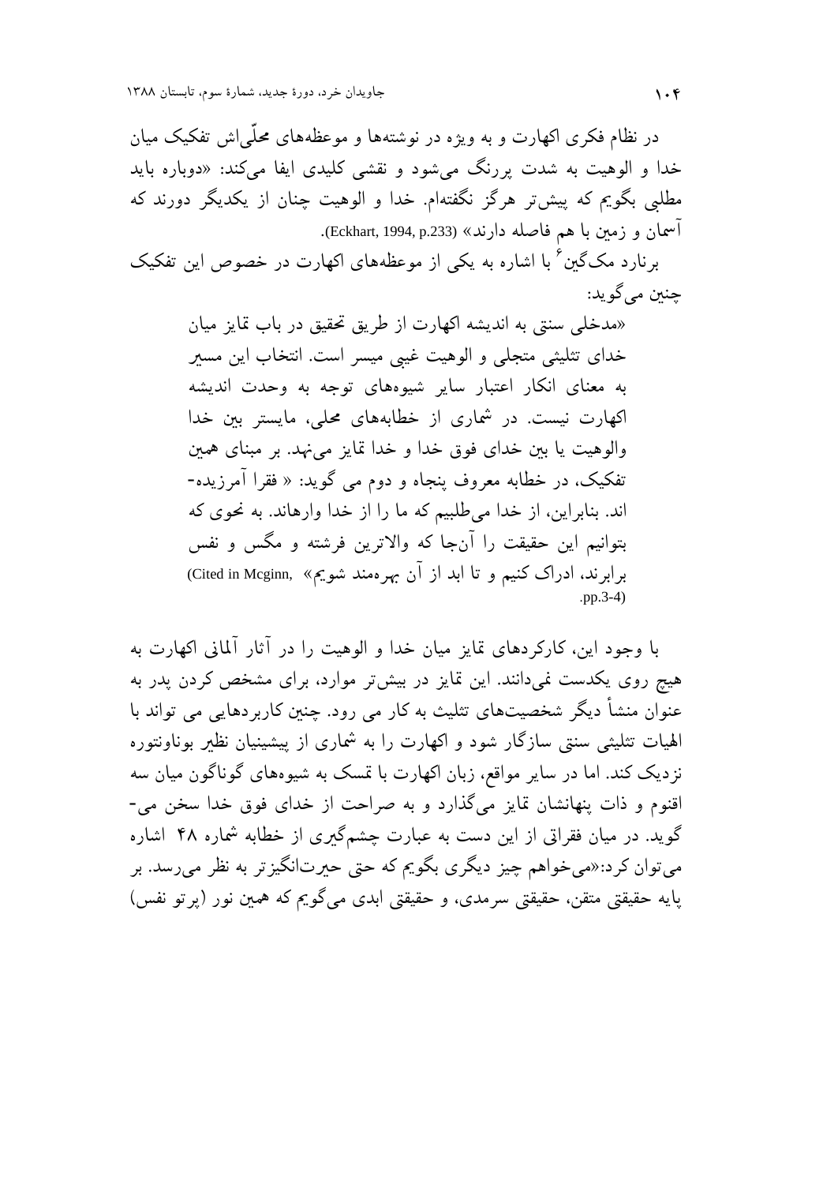در نظام فکری اکهارت و به ویژه در نوشته‌ها و موعظه‌های محلّی‌اش تفکیک میان خدا و الوهیت به شدت پررنگ می‌شود و نقشی کلیدی ایفا می‌کند: «دوباره باید مطلبی بگویم که پیش‌تر هرگز نگفته‌ام. خدا و الوهیت چنان از یکدیگر دورند که آسمان و زمین با هم فاصله دارند» (Eckhart, 1994, p.233).

برنارد مک‌گین[۶] با اشاره به یکی از موعظه‌های اکهارت در خصوص این تفکیک چنین می‌گوید:

> «مدخلی سنتی به اندیشه اکهارت از طریق تحقیق در باب تمایز میان خدای تثلیثی متجلی و الوهیت غیبی میسر است. انتخاب این مسیر به معنای انکار اعتبار سایر شیوه‌های توجه به وحدت اندیشه اکهارت نیست. در شماری از خطابه‌های محلی، مایستر بین خدا والوهیت یا بین خدای فوق خدا و خدا تمایز می‌نهد. بر مبنای همین تفکیک، در خطابه معروف پنجاه و دوم می گوید: « فقرا آمرزیده‌اند. بنابراین، از خدا می‌طلبیم که ما را از خدا وارهاند. به نحوی که بتوانیم این حقیقت را آن‌جا که والاترین فرشته و مگس و نفس برابرند، ادراک کنیم و تا ابد از آن بهره‌مند شویم» (Cited in Mcginn, pp.3-4).

با وجود این، کارکردهای تمایز میان خدا و الوهیت را در آثار آلمانی اکهارت به هیچ روی یکدست نمی‌دانند. این تمایز در بیش‌تر موارد، برای مشخص کردن پدر به عنوان منشأ دیگر شخصیت‌های تثلیث به کار می رود. چنین کاربردهایی می تواند با الهیات تثلیثی سنتی سازگار شود و اکهارت را به شماری از پیشینیان نظیر بوناونتوره نزدیک کند. اما در سایر مواقع، زبان اکهارت با تمسک به شیوه‌های گوناگون میان سه اقنوم و ذات پنهانشان تمایز می‌گذارد و به صراحت از خدای فوق خدا سخن می‌گوید. در میان فقراتی از این دست به عبارت چشم‌گیری از خطابه شماره ۴۸ اشاره می‌توان کرد:«می‌خواهم چیز دیگری بگویم که حتی حیرت‌انگیزتر به نظر می‌رسد. بر پایه حقیقتی متقن، حقیقتی سرمدی، و حقیقتی ابدی می‌گویم که همین نور (پرتو نفس)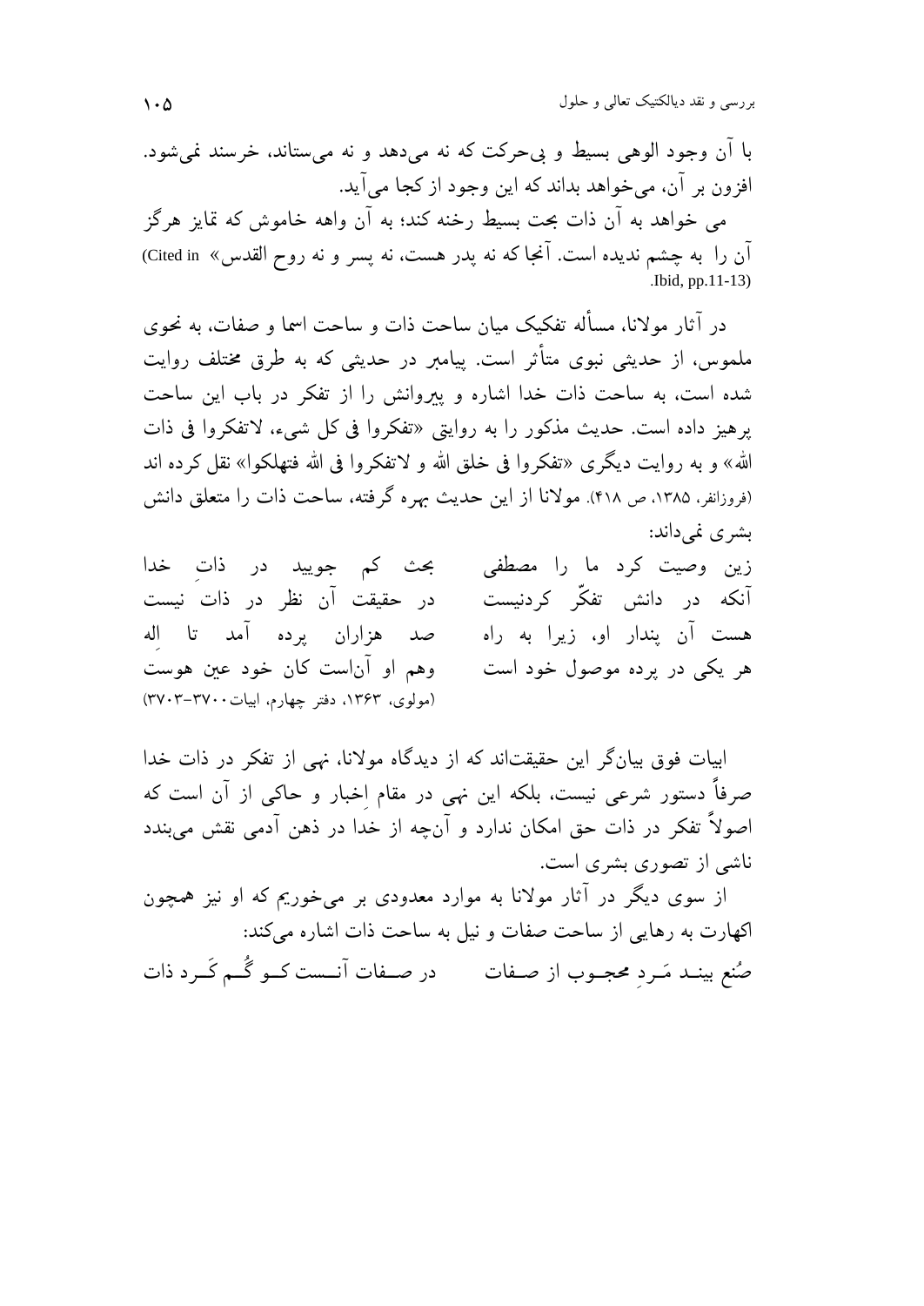با آن وجود الوهی بسیط و بی‌حرکت که نه می‌دهد و نه می‌ستاند، خرسند نمی‌شود. افزون بر آن، می‌خواهد بداند که این وجود از کجا می‌آید.

می خواهد به آن ذات بحت بسیط رخنه کند؛ به آن واهه خاموش که تمایز هرگز آن را به چشم ندیده است. آنجا که نه پدر هست، نه پسر و نه روح القدس» (Cited in Ibid, pp.11-13).

در آثار مولانا، مسأله تفکیک میان ساحت ذات و ساحت اسما و صفات، به نحوی ملموس، از حدیثی نبوی متأثر است. پیامبر در حدیثی که به طرق مختلف روایت شده است، به ساحت ذات خدا اشاره و پیروانش را از تفکر در باب این ساحت پرهیز داده است. حدیث مذکور را به روایتی «تفکروا فی کل شیء، لاتفکروا فی ذات الله» و به روایت دیگری «تفکروا فی خلق الله و لاتفکروا فی الله فتهلکوا» نقل کرده اند (فروزانفر، ۱۳۸۵، ص ۴۱۸). مولانا از این حدیث بهره گرفته، ساحت ذات را متعلق دانش بشری نمی‌داند:

زین وصیت کرد ما را مصطفی — بحث کم جویید در ذاتِ خدا
آنکه در دانش تفکّر کردنیست — در حقیقت آن نظر در ذات نیست
هست آن پندار او، زیرا به راه — صد هزاران پرده آمد تا اِله
هر یکی در پرده موصول خود است — وهم او آناست کان خود عین هوست

(مولوی، ۱۳۶۳، دفتر چهارم، ابیات ۳۷۰۰-۳۷۰۳)

ابیات فوق بیانگر این حقیقت‌اند که از دیدگاه مولانا، نهی از تفکر در ذات خدا صرفاً دستور شرعی نیست، بلکه این نهی در مقام اِخبار و حاکی از آن است که اصولاً تفکر در ذات حق امکان ندارد و آنچه از خدا در ذهن آدمی نقش می‌بندد ناشی از تصوری بشری است.

از سوی دیگر در آثار مولانا به موارد معدودی بر می‌خوریم که او نیز همچون اکهارت به رهایی از ساحت صفات و نیل به ساحت ذات اشاره می‌کند:

صُنع بیند مَردِ محجوب از صفات — در صفات آنست کو گُم کَرد ذات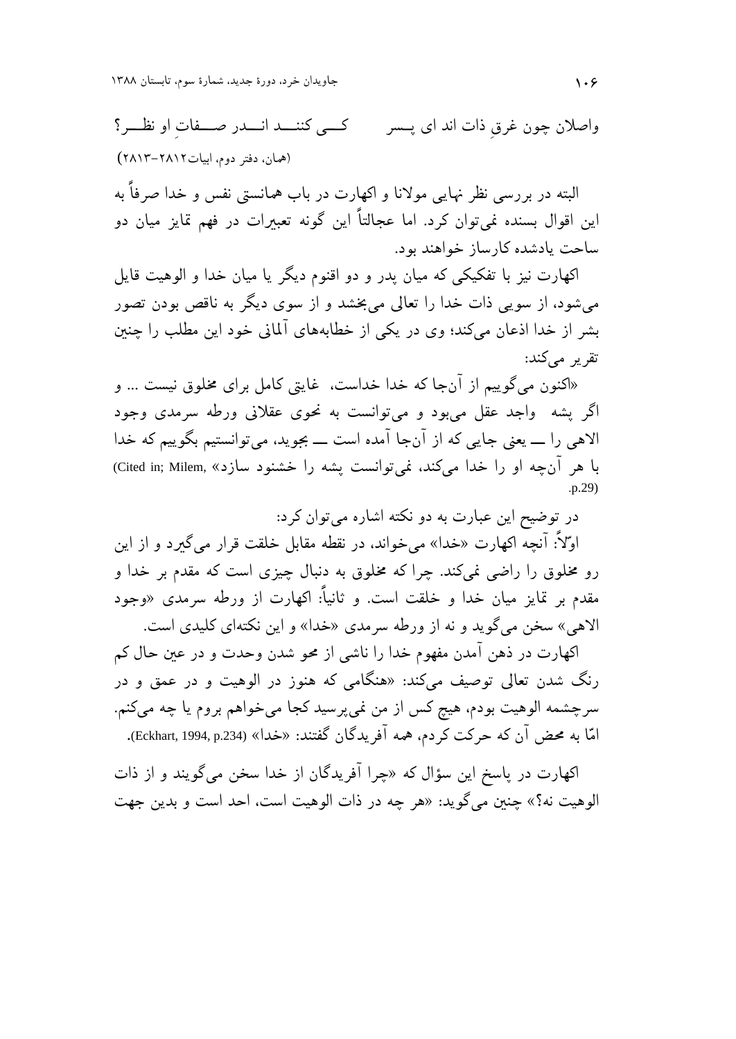واصلان چون غرقِ ذات اند ای پسر          کی کنند اندر صفاتِ او نظر؟

(همان، دفتر دوم، ابیات ۲۸۱۲-۲۸۱۳)

البته در بررسی نظر نهایی مولانا و اکهارت در باب همانستی نفس و خدا صرفاً به این اقوال بسنده نمی‌توان کرد. اما عجالتاً این گونه تعبیرات در فهم تمایز میان دو ساحت یادشده کارساز خواهند بود.

اکهارت نیز با تفکیکی که میان پدر و دو اقنوم دیگر یا میان خدا و الوهیت قایل می‌شود، از سویی ذات خدا را تعالی می‌بخشد و از سوی دیگر به ناقص بودن تصور بشر از خدا اذعان می‌کند؛ وی در یکی از خطابه‌های آلمانی خود این مطلب را چنین تقریر می‌کند:

«اکنون می‌گوییم از آن‌جا که خدا خداست، غایتی کامل برای مخلوق نیست ... و اگر پشه واجد عقل می‌بود و می‌توانست به نحوی عقلانی ورطه سرمدی وجود الاهی را ـــ یعنی جایی که از آن‌جا آمده است ـــ بجوید، می‌توانستیم بگوییم که خدا با هر آن‌چه او را خدا می‌کند، نمی‌توانست پشه را خشنود سازد» (Cited in; Milem, p.29).

در توضیح این عبارت به دو نکته اشاره می‌توان کرد:

اولاً: آنچه اکهارت «خدا» می‌خواند، در نقطه مقابل خلقت قرار می‌گیرد و از این رو مخلوق را راضی نمی‌کند. چرا که مخلوق به دنبال چیزی است که مقدم بر خدا و مقدم بر تمایز میان خدا و خلقت است. و ثانیاً: اکهارت از ورطه سرمدی «وجود الاهی» سخن می‌گوید و نه از ورطه سرمدی «خدا» و این نکته‌ای کلیدی است.

اکهارت در ذهن آمدن مفهوم خدا را ناشی از محو شدن وحدت و در عین حال کم رنگ شدن تعالی توصیف می‌کند: «هنگامی که هنوز در الوهیت و در عمق و در سرچشمه الوهیت بودم، هیچ کس از من نمی‌پرسید کجا می‌خواهم بروم یا چه می‌کنم. امّا به محض آن که حرکت کردم، همه آفریدگان گفتند: «خدا» (Eckhart, 1994, p.234).

اکهارت در پاسخ این سؤال که «چرا آفریدگان از خدا سخن می‌گویند و از ذات الوهیت نه؟» چنین می‌گوید: «هر چه در ذات الوهیت است، احد است و بدین جهت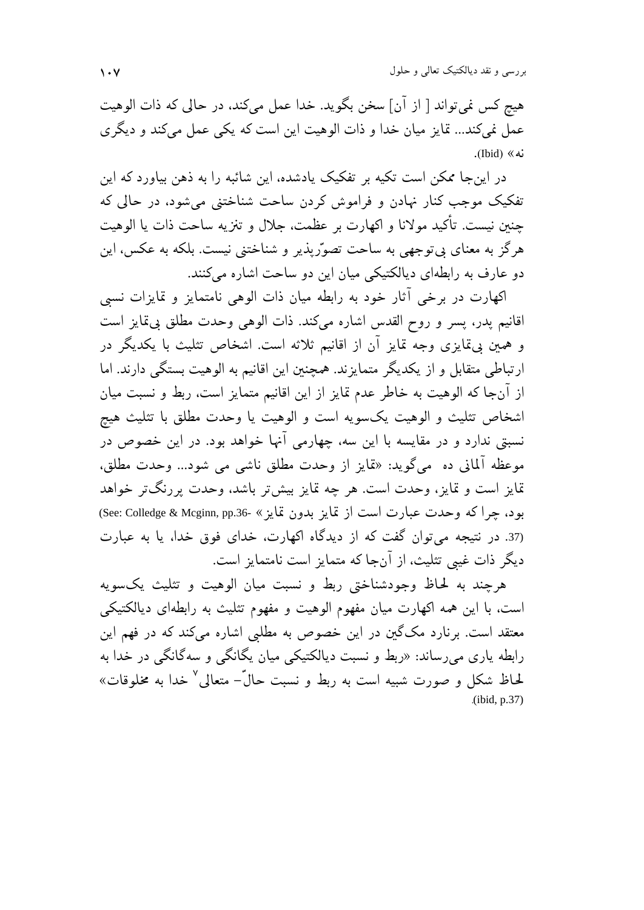هیچ کس نمی‌تواند [ از آن] سخن بگوید. خدا عمل می‌کند، در حالی که ذات الوهیت عمل نمی‌کند... تمایز میان خدا و ذات الوهیت این است که یکی عمل می‌کند و دیگری نه» (Ibid).

در این‌جا ممکن است تکیه بر تفکیک یادشده، این شائبه را به ذهن بیاورد که این تفکیک موجب کنار نهادن و فراموش کردن ساحت شناختنی می‌شود، در حالی که چنین نیست. تأکید مولانا و اکهارت بر عظمت، جلال و تنزیه ساحت ذات یا الوهیت هرگز به معنای بی‌توجهی به ساحت تصوّرپذیر و شناختنی نیست. بلکه به عکس، این دو عارف به رابطه‌ای دیالکتیکی میان این دو ساحت اشاره می‌کنند.

اکهارت در برخی آثار خود به رابطه میان ذات الوهی نامتمایز و تمایزات نسبی اقانیم پدر، پسر و روح القدس اشاره می‌کند. ذات الوهی وحدت مطلق بی‌تمایز است و همین بی‌تمایزی وجه تمایز آن از اقانیم ثلاثه است. اشخاص تثلیث با یکدیگر در ارتباطی متقابل و از یکدیگر متمایزند. همچنین این اقانیم به الوهیت بستگی دارند. اما از آن‌جا که الوهیت به خاطر عدم تمایز از این اقانیم متمایز است، ربط و نسبت میان اشخاص تثلیث و الوهیت یک‌سویه است و الوهیت یا وحدت مطلق با تثلیث هیچ نسبتی ندارد و در مقایسه با این سه، چهارمی آنها خواهد بود. در این خصوص در موعظه آلمانی ده می‌گوید: «تمایز از وحدت مطلق ناشی می شود... وحدت مطلق، تمایز است و تمایز، وحدت است. هر چه تمایز بیش‌تر باشد، وحدت پررنگ‌تر خواهد بود، چرا که وحدت عبارت است از تمایز بدون تمایز» (See: Colledge & Mcginn, pp.36-37). در نتیجه می‌توان گفت که از دیدگاه اکهارت، خدای فوق خدا، یا به عبارت دیگر ذات غیبی تثلیث، از آن‌جا که متمایز است نامتمایز است.

هرچند به لحاظ وجودشناختی ربط و نسبت میان الوهیت و تثلیث یک‌سویه است، با این همه اکهارت میان مفهوم الوهیت و مفهوم تثلیث به رابطه‌ای دیالکتیکی معتقد است. برنارد مک‌گین در این خصوص به مطلبی اشاره می‌کند که در فهم این رابطه یاری می‌رساند: «ربط و نسبت دیالکتیکی میان یگانگی و سه‌گانگی در خدا به لحاظ شکل و صورت شبیه است به ربط و نسبت حالّ– متعالی[7] خدا به مخلوقات» (ibid, p.37).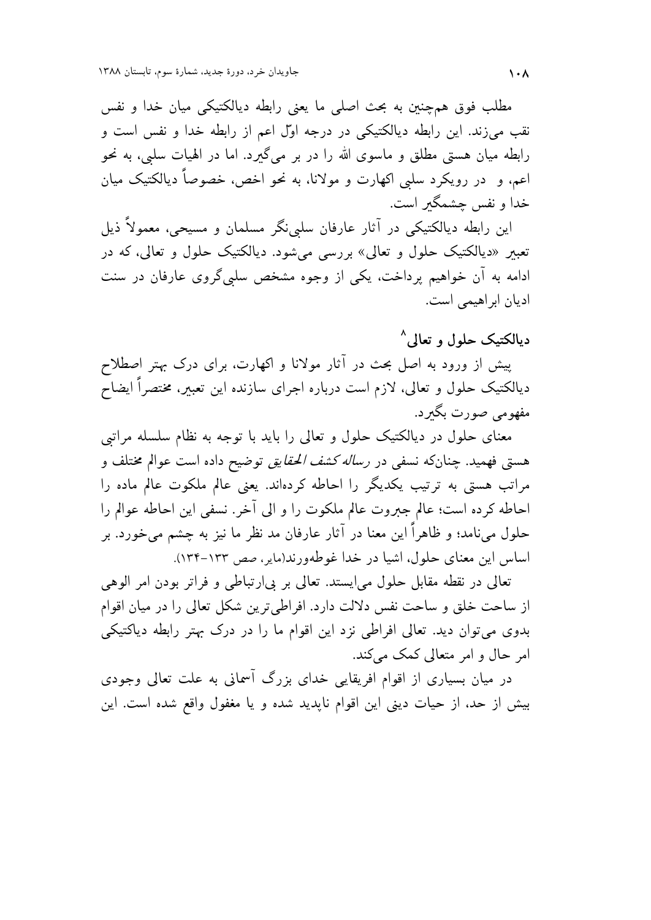مطلب فوق همچنین به بحث اصلی ما یعنی رابطه دیالکتیکی میان خدا و نفس نقب می‌زند. این رابطه دیالکتیکی در درجه اوّل اعم از رابطه خدا و نفس است و رابطه میان هستی مطلق و ماسوی الله را در بر می‌گیرد. اما در الهیات سلبی، به نحو اعم، و در رویکرد سلبی اکهارت و مولانا، به نحو اخص، خصوصاً دیالکتیک میان خدا و نفس چشمگیر است.

این رابطه دیالکتیکی در آثار عارفان سلبی‌نگر مسلمان و مسیحی، معمولاً ذیل تعبیر «دیالکتیک حلول و تعالی» بررسی می‌شود. دیالکتیک حلول و تعالی، که در ادامه به آن خواهیم پرداخت، یکی از وجوه مشخص سلبی‌گروی عارفان در سنت ادیان ابراهیمی است.

## دیالکتیک حلول و تعالی[8]

پیش از ورود به اصل بحث در آثار مولانا و اکهارت، برای درک بهتر اصطلاح دیالکتیک حلول و تعالی، لازم است درباره اجرای سازنده این تعبیر، مختصراً ایضاح مفهومی صورت بگیرد.

معنای حلول در دیالکتیک حلول و تعالی را باید با توجه به نظام سلسله مراتبی هستی فهمید. چنان‌که نسفی در *رساله کشف الحقایق* توضیح داده است عوالم مختلف و مراتب هستی به ترتیب یکدیگر را احاطه کرده‌اند. یعنی عالم ملکوت عالم ماده را احاطه کرده است؛ عالم جبروت عالم ملکوت را و الی آخر. نسفی این احاطه عوالم را حلول می‌نامد؛ و ظاهراً این معنا در آثار عارفان مد نظر ما نیز به چشم می‌خورد. بر اساس این معنای حلول، اشیا در خدا غوطه‌ورند(مایر، صص ۱۳۳-۱۳۴).

تعالی در نقطه مقابل حلول می‌ایستد. تعالی بر بی‌ارتباطی و فراتر بودن امر الوهی از ساحت خلق و ساحت نفس دلالت دارد. افراطی‌ترین شکل تعالی را در میان اقوام بدوی می‌توان دید. تعالی افراطی نزد این اقوام ما را در درک بهتر رابطه دیاکتیکی امر حال و امر متعالی کمک می‌کند.

در میان بسیاری از اقوام افریقایی خدای بزرگ آسمانی به علت تعالی وجودی بیش از حد، از حیات دینی این اقوام ناپدید شده و یا مغفول واقع شده است. این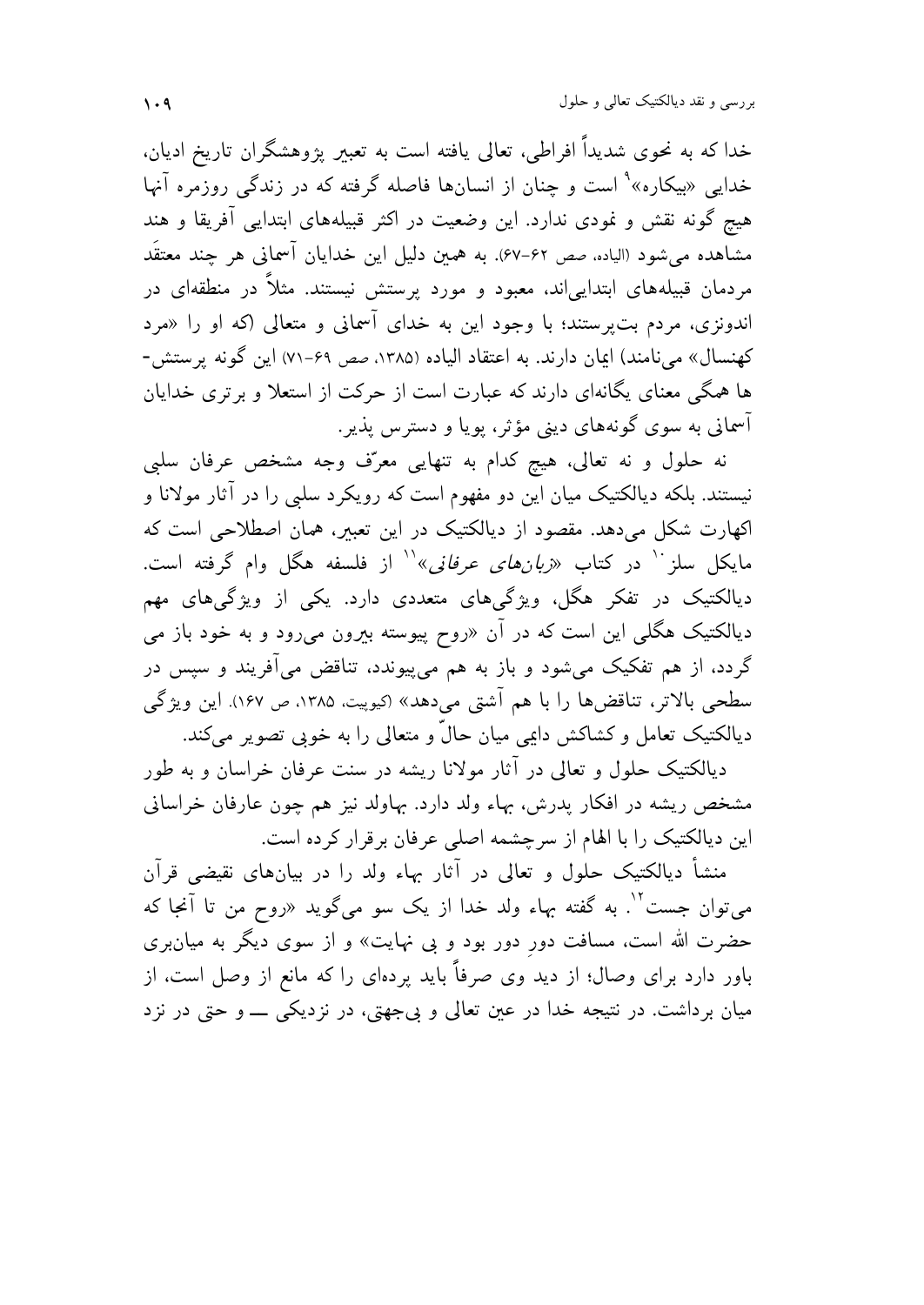خدا که به نحوی شدیداً افراطی، تعالی یافته است به تعبیر پژوهشگران تاریخ ادیان، خدایی «بیکاره»[9] است و چنان از انسان‌ها فاصله گرفته که در زندگی روزمره آنها هیچ گونه نقش و نمودی ندارد. این وضعیت در اکثر قبیله‌های ابتدایی آفریقا و هند مشاهده می‌شود (الیاده، صص ۶۲-۶۷). به همین دلیل این خدایان آسمانی هر چند معتقَد مردمان قبیله‌های ابتدایی‌اند، معبود و مورد پرستش نیستند. مثلاً در منطقه‌ای در اندونزی، مردم بت‌پرستند؛ با وجود این به خدای آسمانی و متعالی (که او را «مرد کهنسال» می‌نامند) ایمان دارند. به اعتقاد الیاده (۱۳۸۵، صص ۶۹-۷۱) این گونه پرستش‌ها همگی معنای یگانه‌ای دارند که عبارت است از حرکت از استعلا و برتری خدایان آسمانی به سوی گونه‌های دینی مؤثر، پویا و دسترس پذیر.

نه حلول و نه تعالی، هیچ کدام به تنهایی معرّف وجه مشخص عرفان سلبی نیستند. بلکه دیالکتیک میان این دو مفهوم است که رویکرد سلبی را در آثار مولانا و اکهارت شکل می‌دهد. مقصود از دیالکتیک در این تعبیر، همان اصطلاحی است که مایکل سلز[10] در کتاب «*زبان‌های عرفانی*»[11] از فلسفه هگل وام گرفته است. دیالکتیک در تفکر هگل، ویژگی‌های متعددی دارد. یکی از ویژگی‌های مهم دیالکتیک هگلی این است که در آن «روح پیوسته بیرون می‌رود و به خود باز می گردد، از هم تفکیک می‌شود و باز به هم می‌پیوندد، تناقض می‌آفریند و سپس در سطحی بالاتر، تناقض‌ها را با هم آشتی می‌دهد» (کیوپیت، ۱۳۸۵، ص ۱۶۷). این ویژگی دیالکتیک تعامل و کشاکش دایمی میان حالّ و متعالی را به خوبی تصویر می‌کند.

دیالکتیک حلول و تعالی در آثار مولانا ریشه در سنت عرفان خراسان و به طور مشخص ریشه در افکار پدرش، بهاء ولد دارد. بهاولد نیز هم چون عارفان خراسانی این دیالکتیک را با الهام از سرچشمه اصلی عرفان برقرار کرده است.

منشأ دیالکتیک حلول و تعالی در آثار بهاء ولد را در بیان‌های نقیضی قرآن می‌توان جست[12]. به گفته بهاء ولد خدا از یک سو می‌گوید «روح من تا آنجا که حضرت الله است، مسافت دورِ دور بود و بی نهایت» و از سوی دیگر به میان‌بری باور دارد برای وصال؛ از دید وی صرفاً باید پرده‌ای را که مانع از وصل است، از میان برداشت. در نتیجه خدا در عین تعالی و بی‌جهتی، در نزدیکی ـــ و حتی در نزد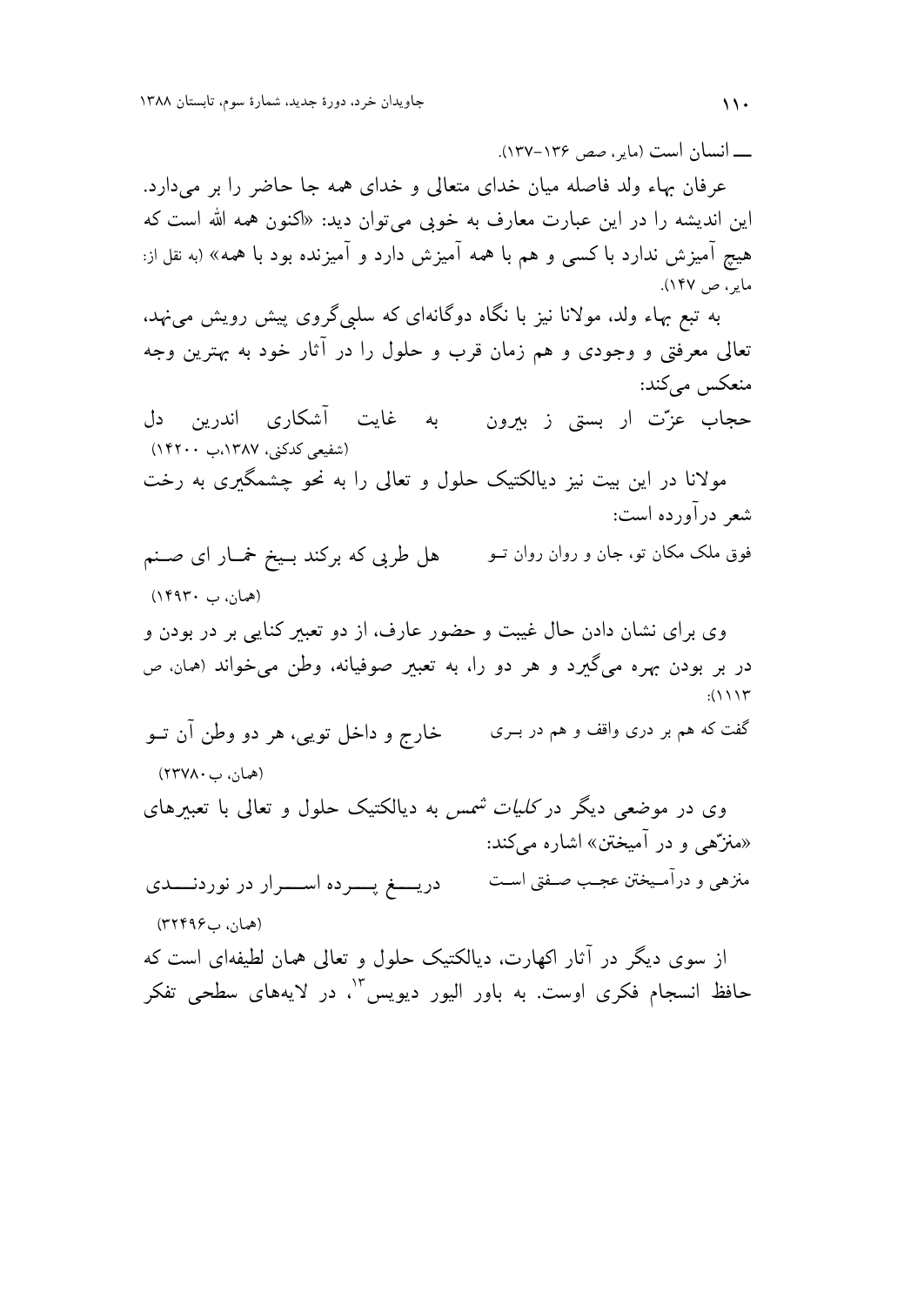ـــ انسان است (مایر، صص ۱۳۶-۱۳۷).

عرفان بهاء ولد فاصله میان خدای متعالی و خدای همه جا حاضر را بر می‌دارد. این اندیشه را در این عبارت معارف به خوبی می‌توان دید: «اکنون همه الله است که هیچ آمیزش ندارد با کسی و هم با همه آمیزش دارد و آمیزنده بود با همه» (به نقل از: مایر، ص ۱۴۷).

به تبع بهاء ولد، مولانا نیز با نگاه دوگانه‌ای که سلبی‌گروی پیش رویش می‌نهد، تعالی معرفتی و وجودی و هم زمان قرب و حلول را در آثار خود به بهترین وجه منعکس می‌کند:

حجاب عزّت ار بستی ز بیرون &nbsp;&nbsp;&nbsp; به غایت آشکاری اندرین دل

(شفیعی کدکنی، ۱۳۸۷،ب ۱۴۲۰۰)

مولانا در این بیت نیز دیالکتیک حلول و تعالی را به نحو چشمگیری به رخت شعر درآورده است:

فوق ملک مکان تو، جان و روان روان تو &nbsp;&nbsp;&nbsp; هل طربی که برکند بیخ خمار ای صنم

(همان، ب ۱۴۹۳۰)

وی برای نشان دادن حال غیبت و حضور عارف، از دو تعبیر کنایی بر در بودن و در بر بودن بهره می‌گیرد و هر دو را، به تعبیر صوفیانه، وطن می‌خواند (همان، ص ۱۱۱۳):

گفت که هم بر دری واقف و هم در بری &nbsp;&nbsp;&nbsp; خارج و داخل تویی، هر دو وطن آن تو

(همان، ب ۲۳۷۸۰)

وی در موضعی دیگر در *کلیات شمس* به دیالکتیک حلول و تعالی با تعبیرهای «منزّهی و در آمیختن» اشاره می‌کند:

منزهی و درآمیختن عجب صفتی است &nbsp;&nbsp;&nbsp; دریغ پرده اسرار در نوردندی

(همان، ب۳۲۴۹۶)

از سوی دیگر در آثار اکهارت، دیالکتیک حلول و تعالی همان لطیفه‌ای است که حافظ انسجام فکری اوست. به باور الیور دیویس[13]، در لایه‌های سطحی تفکر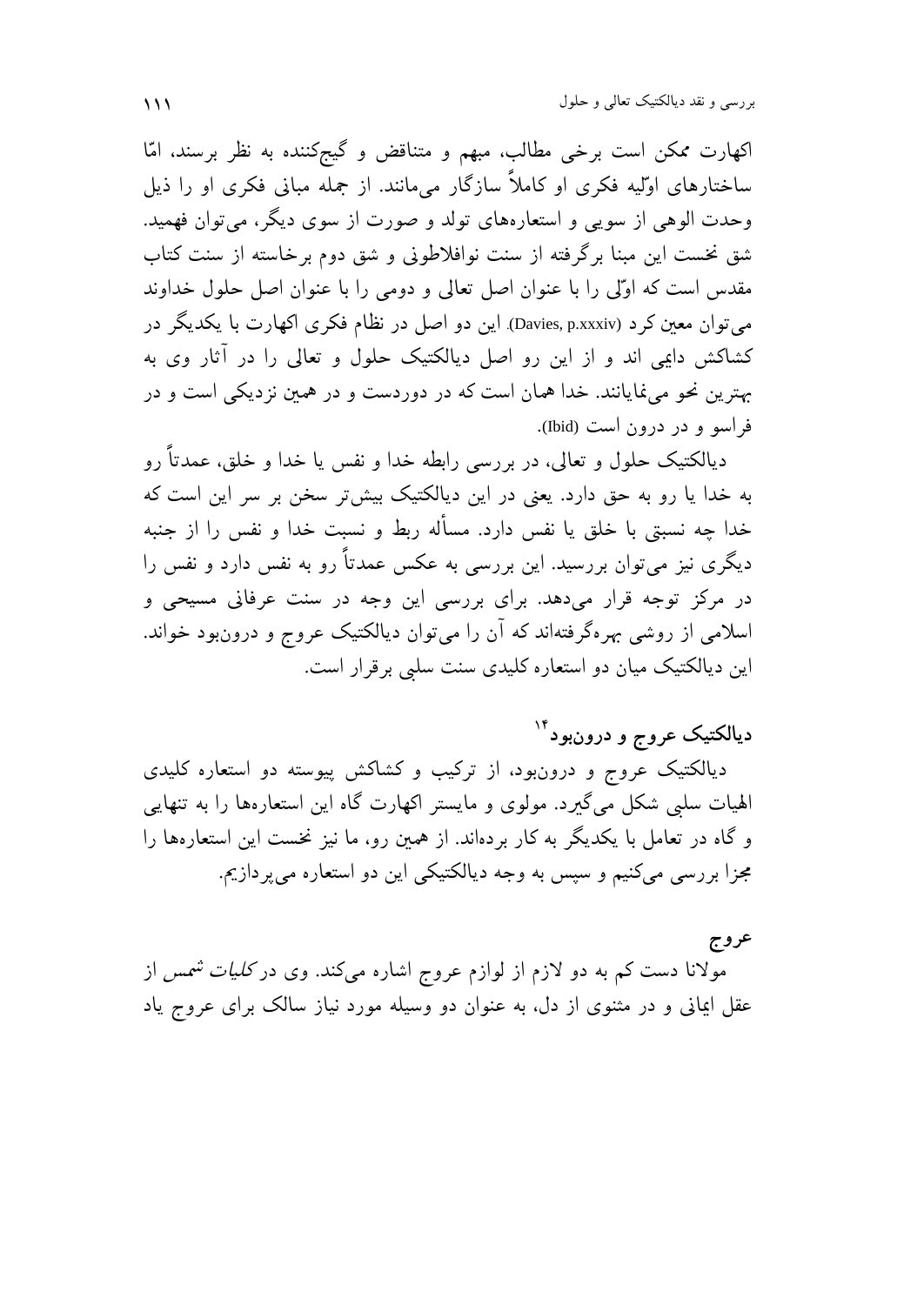اکهارت ممکن است برخی مطالب، مبهم و متناقض و گیج‌کننده به نظر برسند، امّا ساختارهای اوّلیه فکری او کاملاً سازگار می‌مانند. از جمله مبانی فکری او را ذیل وحدت الوهی از سویی و استعاره‌های تولد و صورت از سوی دیگر، می‌توان فهمید. شق نخست این مبنا برگرفته از سنت نوافلاطونی و شق دوم برخاسته از سنت کتاب مقدس است که اوّلی را با عنوان اصل تعالی و دومی را با عنوان اصل حلول خداوند می‌توان معین کرد (Davies, p.xxxiv). این دو اصل در نظام فکری اکهارت با یکدیگر در کشاکش دایمی اند و از این رو اصل دیالکتیک حلول و تعالی را در آثار وی به بهترین نحو می‌نمایانند. خدا همان است که در دوردست و در همین نزدیکی است و در فراسو و در درون است (Ibid).

دیالکتیک حلول و تعالی، در بررسی رابطه خدا و نفس یا خدا و خلق، عمدتاً رو به خدا یا رو به حق دارد. یعنی در این دیالکتیک بیش‌تر سخن بر سر این است که خدا چه نسبتی با خلق یا نفس دارد. مسأله ربط و نسبت خدا و نفس را از جنبه دیگری نیز می‌توان بررسید. این بررسی به عکس عمدتاً رو به نفس دارد و نفس را در مرکز توجه قرار می‌دهد. برای بررسی این وجه در سنت عرفانی مسیحی و اسلامی از روشی بهره‌گرفته‌اند که آن را می‌توان دیالکتیک عروج و درون‌بود خواند. این دیالکتیک میان دو استعاره کلیدی سنت سلبی برقرار است.

## دیالکتیک عروج و درون‌بود[14]

دیالکتیک عروج و درون‌بود، از ترکیب و کشاکش پیوسته دو استعاره کلیدی الهیات سلبی شکل می‌گیرد. مولوی و مایستر اکهارت گاه این استعاره‌ها را به تنهایی و گاه در تعامل با یکدیگر به کار برده‌اند. از همین رو، ما نیز نخست این استعاره‌ها را مجزا بررسی می‌کنیم و سپس به وجه دیالکتیکی این دو استعاره می‌پردازیم.

### عروج

مولانا دست کم به دو لازم از لوازم عروج اشاره می‌کند. وی در *کلیات شمس* از عقل ایمانی و در مثنوی از دل، به عنوان دو وسیله مورد نیاز سالک برای عروج یاد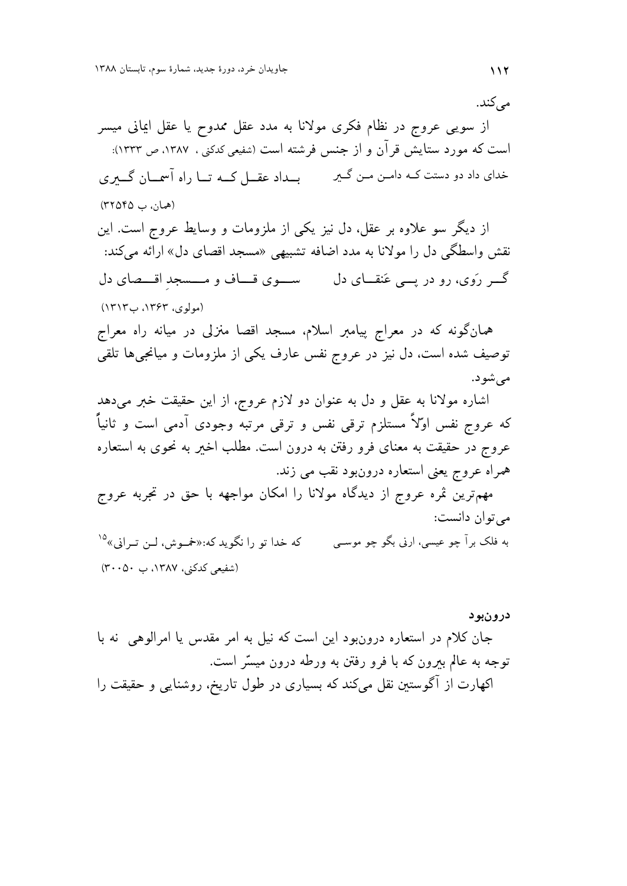می‌کند.

از سویی عروج در نظام فکری مولانا به مدد عقل ممدوح یا عقل ایمانی میسر است که مورد ستایش قرآن و از جنس فرشته است (شفیعی کدکنی ، ۱۳۸۷، ص ۱۳۳۳):

خدای داد دو دستت که دامن من گیر — بداد عقل که تا راه آسمان گیری

(همان، ب ۳۲۵۴۵)

از دیگر سو علاوه بر عقل، دل نیز یکی از ملزومات و وسایط عروج است. این نقش واسطگی دل را مولانا به مدد اضافه تشبیهی «مسجد اقصای دل» ارائه می‌کند:

گر رَوی، رو در پی عَنقای دل — سوی قاف و مسجدِ اقصای دل

(مولوی، ۱۳۶۳، ب۱۳۱۳)

همان‌گونه که در معراج پیامبر اسلام، مسجد اقصا منزلی در میانه راه معراج توصیف شده است، دل نیز در عروج نفس عارف یکی از ملزومات و میانجی‌ها تلقی می‌شود.

اشاره مولانا به عقل و دل به عنوان دو لازم عروج، از این حقیقت خبر می‌دهد که عروج نفس اوّلاً مستلزم ترقی نفس و ترقی مرتبه وجودی آدمی است و ثانیاً عروج در حقیقت به معنای فرو رفتن به درون است. مطلب اخیر به نحوی به استعاره همراه عروج یعنی استعاره درون‌بود نقب می زند.

مهم‌ترین ثمره عروج از دیدگاه مولانا را امکان مواجهه با حق در تجربه عروج می‌توان دانست:

به فلک برآ چو عیسی، ارنی بگو چو موسی — که خدا تو را نگوید که:«خموش، لن ترانی»[۱۵]

(شفیعی کدکنی، ۱۳۸۷، ب ۳۰۰۵۰)

**درون‌بود**

جان کلام در استعاره درون‌بود این است که نیل به امر مقدس یا امرالوهی نه با توجه به عالم بیرون که با فرو رفتن به ورطه درون میسّر است.

اکهارت از آگوستین نقل می‌کند که بسیاری در طول تاریخ، روشنایی و حقیقت را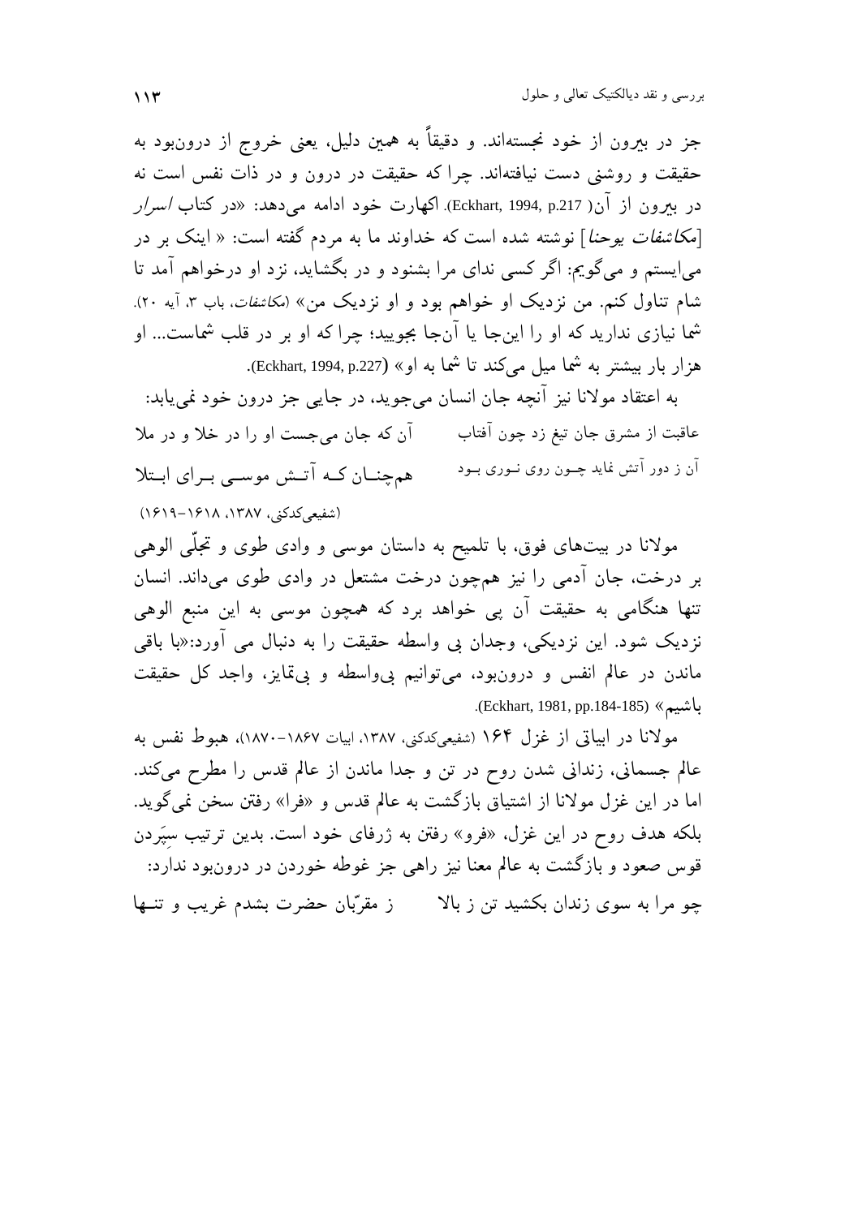جز در بیرون از خود نجسته‌اند. و دقیقاً به همین دلیل، یعنی خروج از درون‌بود به حقیقت و روشنی دست نیافته‌اند. چرا که حقیقت در درون و در ذات نفس است نه در بیرون از آن( Eckhart, 1994, p.217). اکهارت خود ادامه می‌دهد: «در کتاب *اسرار* [*مکاشفات یوحنا*] نوشته شده است که خداوند ما به مردم گفته است: « اینک بر در می‌ایستم و می‌گویم: اگر کسی ندای مرا بشنود و در بگشاید، نزد او درخواهم آمد تا شام تناول کنم. من نزدیک او خواهم بود و او نزدیک من» (*مکاشفات*، باب ۳، آیه ۲۰). شما نیازی ندارید که او را این‌جا یا آن‌جا بجویید؛ چرا که او بر در قلب شماست... او هزار بار بیشتر به شما میل می‌کند تا شما به او» (Eckhart, 1994, p.227).

به اعتقاد مولانا نیز آنچه جان انسان می‌جوید، در جایی جز درون خود نمی‌یابد:

آن که جان می‌جست او را در خلا و در ملا　　　عاقبت از مشرق جان تیغ زد چون آفتاب

هم‌چنـان کـه آتـش موسـی بـرای ابـتلا　　　آن ز دور آتش نماید چـون روی نـوری بـود

(شفیعی‌کدکنی، ۱۳۸۷، ۱۶۱۸–۱۶۱۹)

مولانا در بیت‌های فوق، با تلمیح به داستان موسی و وادی طوی و تجلّی الوهی بر درخت، جان آدمی را نیز هم‌چون درخت مشتعل در وادی طوی می‌داند. انسان تنها هنگامی به حقیقت آن پی خواهد برد که همچون موسی به این منبع الوهی نزدیک شود. این نزدیکی، وجدان بی واسطه حقیقت را به دنبال می آورد:«با باقی ماندن در عالم انفس و درون‌بود، می‌توانیم بی‌واسطه و بی‌تمایز، واجد کل حقیقت باشیم» (Eckhart, 1981, pp.184-185).

مولانا در ابیاتی از غزل ۱۶۴ (شفیعی‌کدکنی، ۱۳۸۷، ابیات ۱۸۶۷–۱۸۷۰)، هبوط نفس به عالم جسمانی، زندانی شدن روح در تن و جدا ماندن از عالم قدس را مطرح می‌کند. اما در این غزل مولانا از اشتیاق بازگشت به عالم قدس و «فرا» رفتن سخن نمی‌گوید. بلکه هدف روح در این غزل، «فرو» رفتن به ژرفای خود است. بدین ترتیب سپَردن قوس صعود و بازگشت به عالم معنا نیز راهی جز غوطه خوردن در درون‌بود ندارد:

ز مقرّبان حضرت بشدم غریب و تنـها　　　چو مرا به سوی زندان بکشید تن ز بالا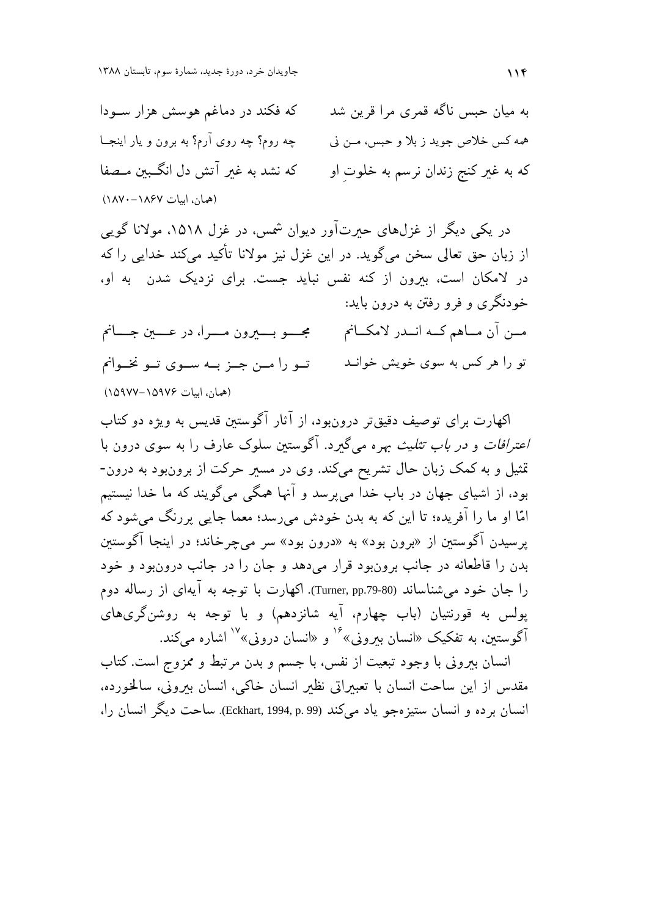به میان حبس ناگه قمری مرا قرین شد — که فکند در دماغم هوسش هزار سودا

همه کس خلاص جوید ز بلا و حبس، من نی — چه روم؟ چه روی آرم؟ به برون و یار اینجا

که به غیر کنج زندان نرسم به خلوتِ او — که نشد به غیر آتش دل انگبین مصفا

(همان، ابیات ۱۸۶۷-۱۸۷۰)

در یکی دیگر از غزل‌های حیرت‌آور دیوان شمس، در غزل ۱۵۱۸، مولانا گویی از زبان حق تعالی سخن می‌گوید. در این غزل نیز مولانا تأکید می‌کند خدایی را که در لامکان است، بیرون از کنه نفس نباید جست. برای نزدیک شدن به او، خودنگری و فرو رفتن به درون باید:

من آن ماهم که اندر لامکانم — مجو بیرون مرا، در عین جانم

تو را هر کس به سوی خویش خواند — تو را من جز به سوی تو نخوانم

(همان، ابیات ۱۵۹۷۶-۱۵۹۷۷)

اکهارت برای توصیف دقیق‌تر درون‌بود، از آثار آگوستین قدیس به ویژه دو کتاب *اعترافات* و *در باب تثلیث* بهره می‌گیرد. آگوستین سلوک عارف را به سوی درون با تمثیل و به کمک زبان حال تشریح می‌کند. وی در مسیر حرکت از برون‌بود به درون‌بود، از اشیای جهان در باب خدا می‌پرسد و آنها همگی می‌گویند که ما خدا نیستیم امّا او ما را آفریده؛ تا این که به بدن خودش می‌رسد؛ معما جایی پررنگ می‌شود که پرسیدن آگوستین از «برون بود» به «درون بود» سر می‌چرخاند؛ در اینجا آگوستین بدن را قاطعانه در جانب برون‌بود قرار می‌دهد و جان را در جانب درون‌بود و خود را جان خود می‌شناساند (Turner, pp.79-80). اکهارت با توجه به آیه‌ای از رساله دوم پولس به قورنتیان (باب چهارم، آیه شانزدهم) و با توجه به روشن‌گری‌های آگوستین، به تفکیک «انسان بیرونی»[16] و «انسان درونی»[17] اشاره می‌کند.

انسان بیرونی با وجود تبعیت از نفس، با جسم و بدن مرتبط و ممزوج است. کتاب مقدس از این ساحت انسان با تعبیراتی نظیر انسان خاکی، انسان بیرونی، سالخورده، انسان برده و انسان ستیزه‌جو یاد می‌کند (Eckhart, 1994, p. 99). ساحت دیگر انسان را،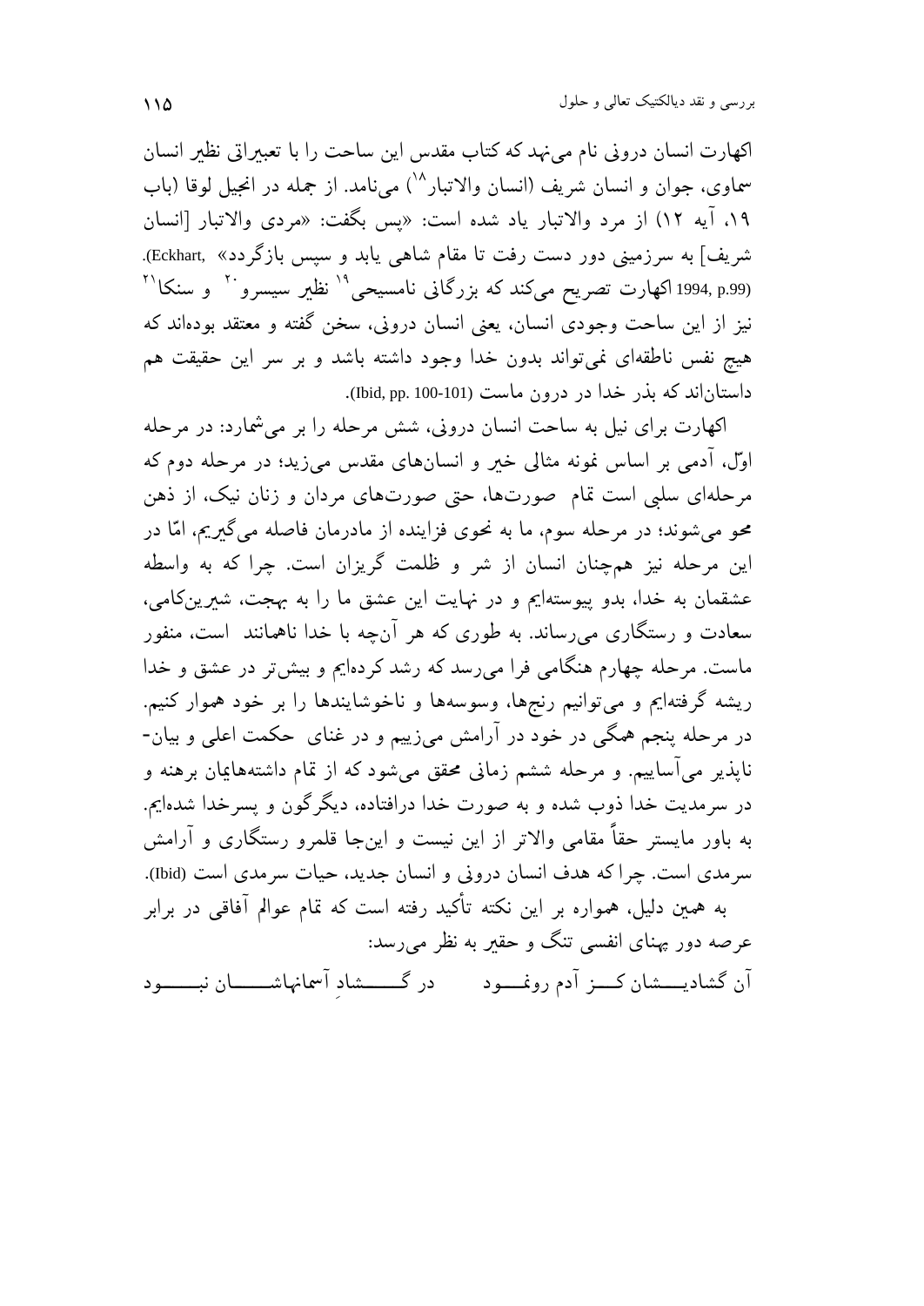اکهارت انسان درونی نام می‌نهد که کتاب مقدس این ساحت را با تعبیراتی نظیر انسان سماوی، جوان و انسان شریف (انسان والاتبار[18]) می‌نامد. از جمله در انجیل لوقا (باب ۱۹، آیه ۱۲) از مرد والاتبار یاد شده است: «پس بگفت: «مردی والاتبار [انسان شریف] به سرزمینی دور دست رفت تا مقام شاهی یابد و سپس بازگردد» (Eckhart, 1994, p.99). اکهارت تصریح می‌کند که بزرگانی نامسیحی[19] نظیر سیسرو[20] و سنکا[21] نیز از این ساحت وجودی انسان، یعنی انسان درونی، سخن گفته و معتقد بوده‌اند که هیچ نفس ناطقه‌ای نمی‌تواند بدون خدا وجود داشته باشد و بر سر این حقیقت هم داستان‌اند که بذر خدا در درون ماست (Ibid, pp. 100-101).

اکهارت برای نیل به ساحت انسان درونی، شش مرحله را بر می‌شمارد: در مرحله اوّل، آدمی بر اساس نمونه مثالی خیر و انسان‌های مقدس می‌زید؛ در مرحله دوم که مرحله‌ای سلبی است تمام صورت‌ها، حتی صورت‌های مردان و زنان نیک، از ذهن محو می‌شوند؛ در مرحله سوم، ما به نحوی فزاینده از مادرمان فاصله می‌گیریم، امّا در این مرحله نیز همچنان انسان از شر و ظلمت گریزان است. چرا که به واسطه عشقمان به خدا، بدو پیوسته‌ایم و در نهایت این عشق ما را به بهجت، شیرین‌کامی، سعادت و رستگاری می‌رساند. به طوری که هر آنچه با خدا ناهمانند است، منفور ماست. مرحله چهارم هنگامی فرا می‌رسد که رشد کرده‌ایم و بیش‌تر در عشق و خدا ریشه گرفته‌ایم و می‌توانیم رنج‌ها، وسوسه‌ها و ناخوشایندها را بر خود هموار کنیم. در مرحله پنجم همگی در خود در آرامش می‌زییم و در غنای حکمت اعلی و بیان‌ناپذیر می‌آساییم. و مرحله ششم زمانی محقق می‌شود که از تمام داشته‌هایمان برهنه و در سرمدیت خدا ذوب شده و به صورت خدا درافتاده، دیگرگون و پسرخدا شده‌ایم. به باور مایستر حقاً مقامی والاتر از این نیست و این‌جا قلمرو رستگاری و آرامش سرمدی است. چرا که هدف انسان درونی و انسان جدید، حیات سرمدی است (Ibid).

به همین دلیل، همواره بر این نکته تأکید رفته است که تمام عوالم آفاقی در برابر عرصه دور پهنای انفسی تنگ و حقیر به نظر می‌رسد:

آن گشادیشان کز آدم رونمود &nbsp;&nbsp;&nbsp;&nbsp; در گشادِ آسمانهاشان نبود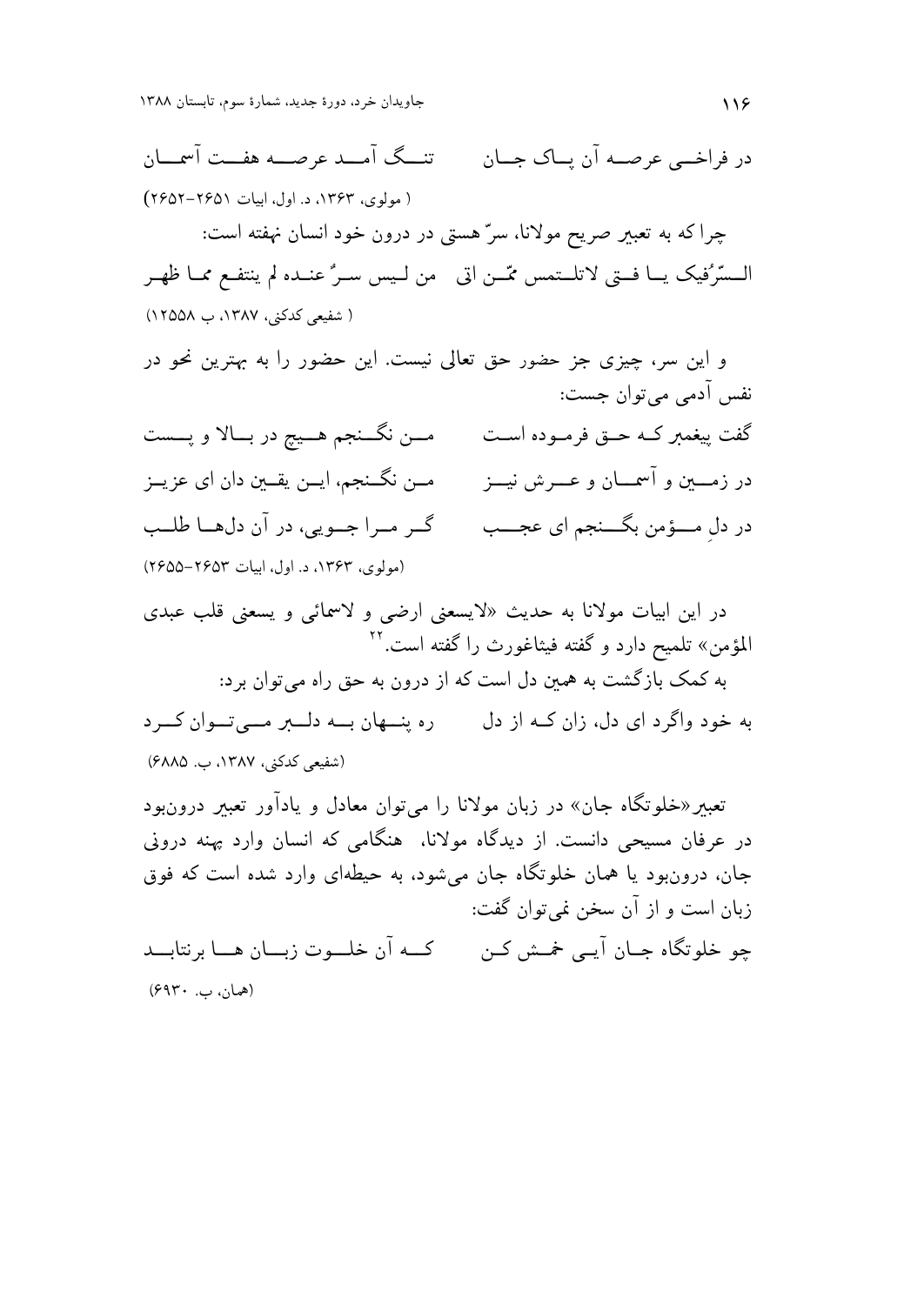در فراخی عرصه آن پاک جان　　تنگ آمد عرصه هفت آسمان

( مولوی، ۱۳۶۳، د. اول، ابیات ۲۶۵۱-۲۶۵۲)

چرا که به تعبیر صریح مولانا، سرّ هستی در درون خود انسان نهفته است:

السرُّفیک یا فتی لاتلتمس ممّن اتی　　من لیس سرٌ عنده لم ینتفع مما ظهر

( شفیعی کدکنی، ۱۳۸۷، ب ۱۲۵۵۸)

و این سر، چیزی جز حضور حق تعالی نیست. این حضور را به بهترین نحو در نفس آدمی می‌توان جست:

گفت پیغمبر که حق فرموده است　　من نگنجم هیچ در بالا و پست

در زمین و آسمان و عرش نیز　　من نگنجم، این یقین دان ای عزیز

در دلِ مؤمن بگنجم ای عجب　　گر مرا جویی، در آن دلها طلب

(مولوی، ۱۳۶۳، د. اول، ابیات ۲۶۵۳-۲۶۵۵)

در این ابیات مولانا به حدیث «لایسعنی ارضی و لاسمائی و یسعنی قلب عبدی المؤمن» تلمیح دارد و گفته فیثاغورث را گفته است.[۲۲]

به کمک بازگشت به همین دل است که از درون به حق راه می‌توان برد:

به خود واگرد ای دل، زان که از دل　　ره پنهان به دلبر می‌توان کرد

(شفیعی کدکنی، ۱۳۸۷، ب. ۶۸۸۵)

تعبیر«خلوتگاه جان» در زبان مولانا را می‌توان معادل و یادآور تعبیر درون‌بود در عرفان مسیحی دانست. از دیدگاه مولانا، هنگامی که انسان وارد پهنه درونی جان، درون‌بود یا همان خلوتگاه جان می‌شود، به حیطه‌ای وارد شده است که فوق زبان است و از آن سخن نمی‌توان گفت:

چو خلوتگاه جان آیی خمش کن　　که آن خلوت زبان ها برنتابد

(همان، ب. ۶۹۳۰)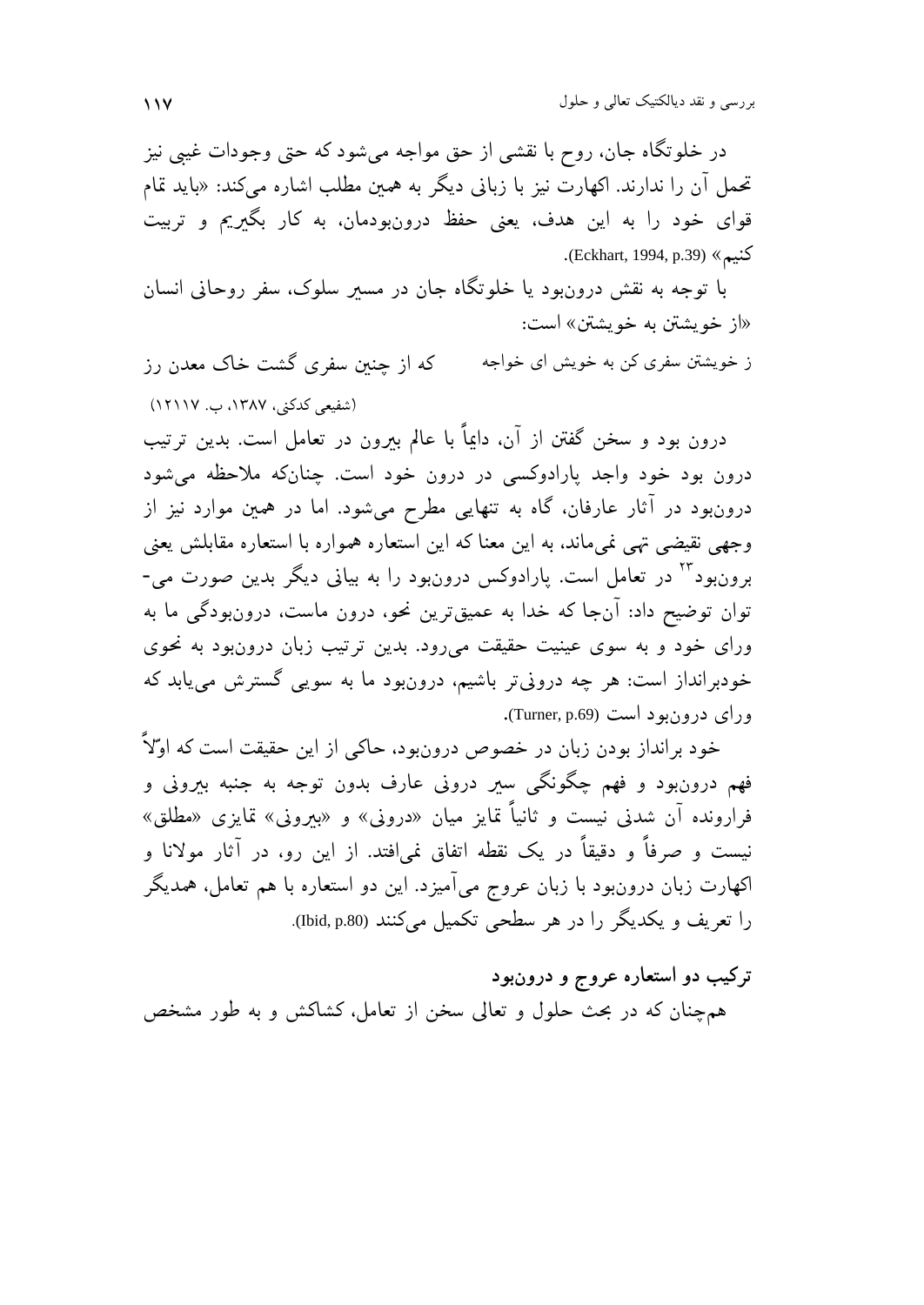در خلوتگاه جان، روح با نقشی از حق مواجه می‌شود که حتی وجودات غیبی نیز تحمل آن را ندارند. اکهارت نیز با زبانی دیگر به همین مطلب اشاره می‌کند: «باید تمام قوای خود را به این هدف، یعنی حفظ درون‌بودمان، به کار بگیریم و تربیت کنیم» (Eckhart, 1994, p.39).

با توجه به نقش درون‌بود یا خلوتگاه جان در مسیر سلوک، سفر روحانی انسان «از خویشتن به خویشتن» است:

ز خویشتن سفری کن به خویش ای خواجه &nbsp;&nbsp;&nbsp;&nbsp; که از چنین سفری گشت خاک معدن رز

(شفیعی کدکنی، ۱۳۸۷، ب. ۱۲۱۱۷)

درون بود و سخن گفتن از آن، دایماً با عالم بیرون در تعامل است. بدین ترتیب درون بود خود واجد پارادوکسی در درون خود است. چنان‌که ملاحظه می‌شود درون‌بود در آثار عارفان، گاه به تنهایی مطرح می‌شود. اما در همین موارد نیز از وجهی نقیضی تهی نمی‌ماند، به این معنا که این استعاره همواره با استعاره مقابلش یعنی برون‌بود[۲۳] در تعامل است. پارادوکس درون‌بود را به بیانی دیگر بدین صورت می‌توان توضیح داد: آن‌جا که خدا به عمیق‌ترین نحو، درون ماست، درون‌بودگی ما به ورای خود و به سوی عینیت حقیقت می‌رود. بدین ترتیب زبان درون‌بود به نحوی خودبرانداز است: هر چه درونی‌تر باشیم، درون‌بود ما به سویی گسترش می‌یابد که ورای درون‌بود است (Turner, p.69).

خود برانداز بودن زبان در خصوص درون‌بود، حاکی از این حقیقت است که اوّلاً فهم درون‌بود و فهم چگونگی سیر درونی عارف بدون توجه به جنبه بیرونی و فرارونده آن شدنی نیست و ثانیاً تمایز میان «درونی» و «بیرونی» تمایزی «مطلق» نیست و صرفاً و دقیقاً در یک نقطه اتفاق نمی‌افتد. از این رو، در آثار مولانا و اکهارت زبان درون‌بود با زبان عروج می‌آمیزد. این دو استعاره با هم تعامل، همدیگر را تعریف و یکدیگر را در هر سطحی تکمیل می‌کنند (Ibid, p.80).

### ترکیب دو استعاره عروج و درون‌بود

همچنان که در بحث حلول و تعالی سخن از تعامل، کشاکش و به طور مشخص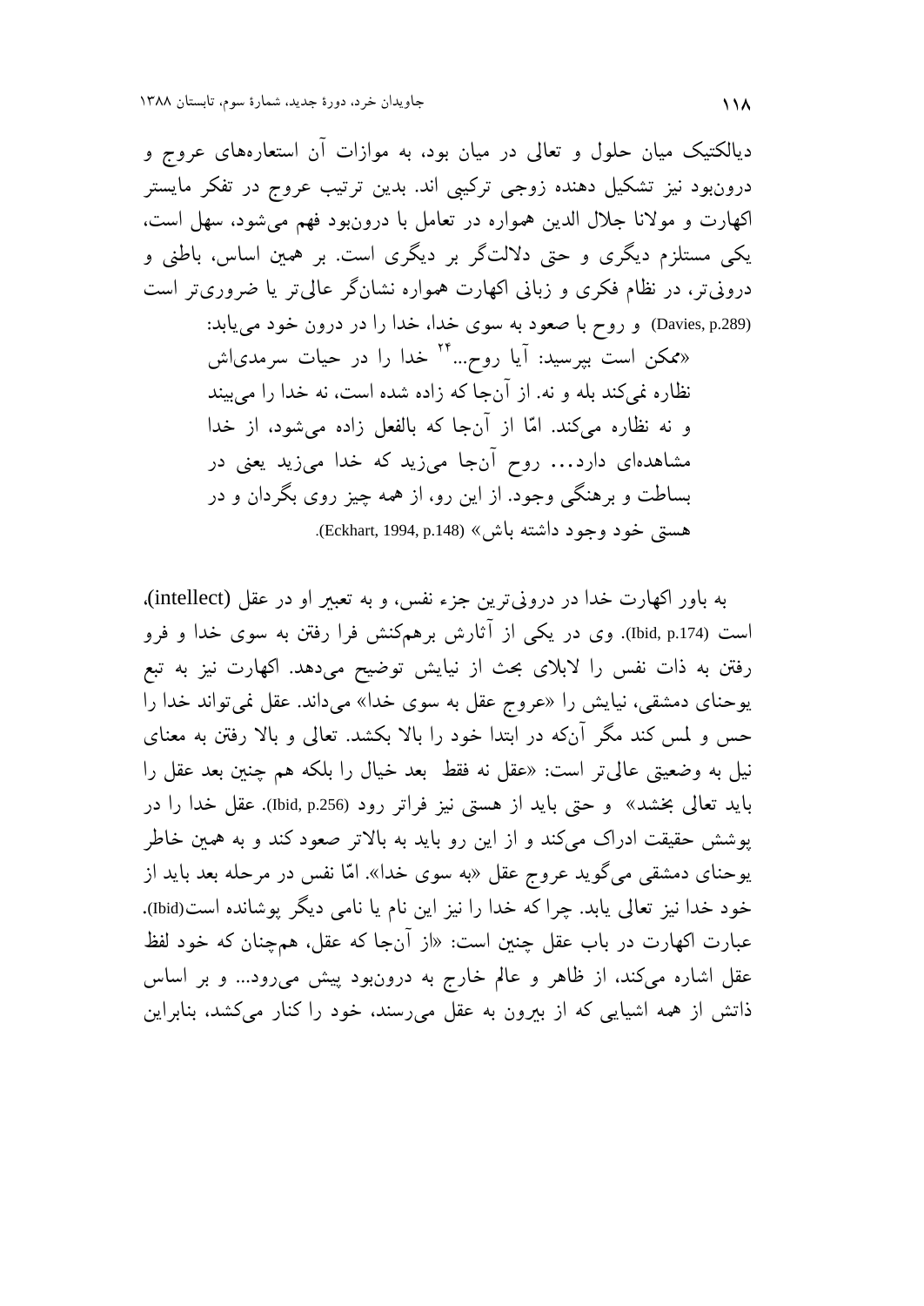دیالکتیک میان حلول و تعالی در میان بود، به موازات آن استعاره‌های عروج و درون‌بود نیز تشکیل دهنده زوجی ترکیبی اند. بدین ترتیب عروج در تفکر مایستر اکهارت و مولانا جلال الدین همواره در تعامل با درون‌بود فهم می‌شود، سهل است، یکی مستلزم دیگری و حتی دلالت‌گر بر دیگری است. بر همین اساس، باطنی و درونی‌تر، در نظام فکری و زبانی اکهارت همواره نشان‌گر عالی‌تر یا ضروری‌تر است (Davies, p.289) و روح با صعود به سوی خدا، خدا را در درون خود می‌یابد:

> «ممکن است بپرسید: آیا روح...[۲۴] خدا را در حیات سرمدی‌اش نظاره نمی‌کند بله و نه. از آن‌جا که زاده شده است، نه خدا را می‌بیند و نه نظاره می‌کند. امّا از آن‌جا که بالفعل زاده می‌شود، از خدا مشاهده‌ای دارد... روح آن‌جا می‌زید که خدا می‌زید یعنی در بساطت و برهنگی وجود. از این رو، از همه چیز روی بگردان و در هستی خود وجود داشته باش» (Eckhart, 1994, p.148).

به باور اکهارت خدا در درونی‌ترین جزء نفس، و به تعبیر او در عقل (intellect)، است (Ibid, p.174). وی در یکی از آثارش برهم‌کنش فرا رفتن به سوی خدا و فرو رفتن به ذات نفس را لابلای بحث از نیایش توضیح می‌دهد. اکهارت نیز به تبع یوحنای دمشقی، نیایش را «عروج عقل به سوی خدا» می‌داند. عقل نمی‌تواند خدا را حس و لمس کند مگر آن‌که در ابتدا خود را بالا بکشد. تعالی و بالا رفتن به معنای نیل به وضعیتی عالی‌تر است: «عقل نه فقط بعد خیال را بلکه هم چنین بعد عقل را باید تعالی بخشد» و حتی باید از هستی نیز فراتر رود (Ibid, p.256). عقل خدا را در پوشش حقیقت ادراک می‌کند و از این رو باید به بالاتر صعود کند و به همین خاطر یوحنای دمشقی می‌گوید عروج عقل «به سوی خدا». امّا نفس در مرحله بعد باید از خود خدا نیز تعالی یابد. چرا که خدا را نیز این نام یا نامی دیگر پوشانده است(Ibid). عبارت اکهارت در باب عقل چنین است: «از آن‌جا که عقل، همچنان که خود لفظ عقل اشاره می‌کند، از ظاهر و عالم خارج به درون‌بود پیش می‌رود... و بر اساس ذاتش از همه اشیایی که از بیرون به عقل می‌رسند، خود را کنار می‌کشد، بنابراین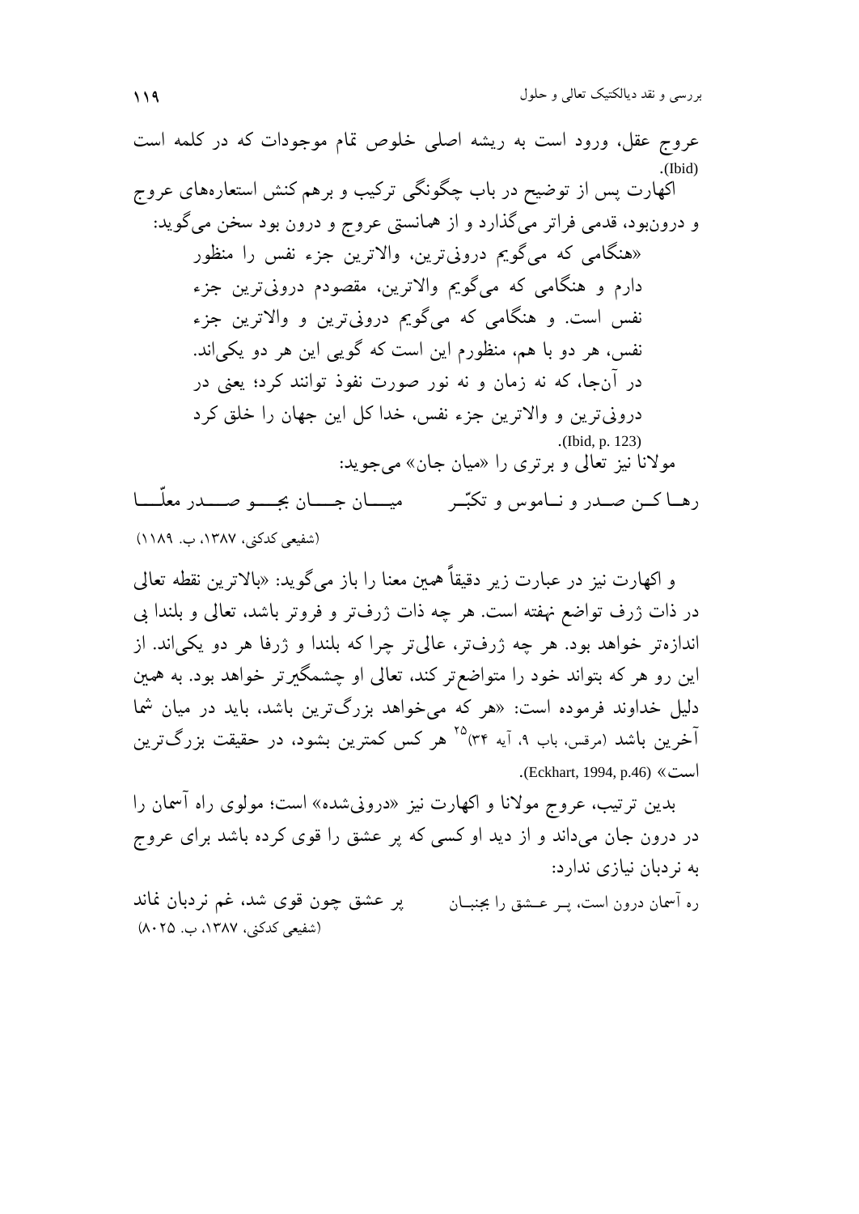عروج عقل، ورود است به ریشه اصلی خلوص تمام موجودات که در کلمه است (Ibid).

اکهارت پس از توضیح در باب چگونگی ترکیب و برهم کنش استعاره‌های عروج و درون‌بود، قدمی فراتر می‌گذارد و از همانستی عروج و درون بود سخن می‌گوید:

> «هنگامی که می‌گویم درونی‌ترین، والاترین جزء نفس را منظور دارم و هنگامی که می‌گویم والاترین، مقصودم درونی‌ترین جزء نفس است. و هنگامی که می‌گویم درونی‌ترین و والاترین جزء نفس، هر دو با هم، منظورم این است که گویی این هر دو یکی‌اند. در آن‌جا، که نه زمان و نه نور صورت نفوذ توانند کرد؛ یعنی در درونی‌ترین و والاترین جزء نفس، خدا کل این جهان را خلق کرد (Ibid, p. 123).

مولانا نیز تعالی و برتری را «میان جان» می‌جوید:

رهـا کـن صـدر و نـاموس و تکبّـر        میـــان جـــان بجـــو صـــدر معلّـــا

(شفیعی کدکنی، ۱۳۸۷، ب. ۱۱۸۹)

و اکهارت نیز در عبارت زیر دقیقاً همین معنا را باز می‌گوید: «بالاترین نقطه تعالی در ذات ژرف تواضع نهفته است. هر چه ذات ژرف‌تر و فروتر باشد، تعالی و بلندا بی اندازه‌تر خواهد بود. هر چه ژرف‌تر، عالی‌تر چرا که بلندا و ژرفا هر دو یکی‌اند. از این رو هر که بتواند خود را متواضع‌تر کند، تعالی او چشمگیرتر خواهد بود. به همین دلیل خداوند فرموده است: «هر که می‌خواهد بزرگ‌ترین باشد، باید در میان شما آخرین باشد (مرقس، باب ۹، آیه ۳۴)[25] هر کس کمترین بشود، در حقیقت بزرگ‌ترین است» (Eckhart, 1994, p.46).

بدین ترتیب، عروج مولانا و اکهارت نیز «درونی‌شده» است؛ مولوی راه آسمان را در درون جان می‌داند و از دید او کسی که پر عشق را قوی کرده باشد برای عروج به نردبان نیازی ندارد:

ره آسمان درون است، پـر عـشق را بجنبـان        پر عشق چون قوی شد، غم نردبان نماند

(شفیعی کدکنی، ۱۳۸۷، ب. ۸۰۲۵)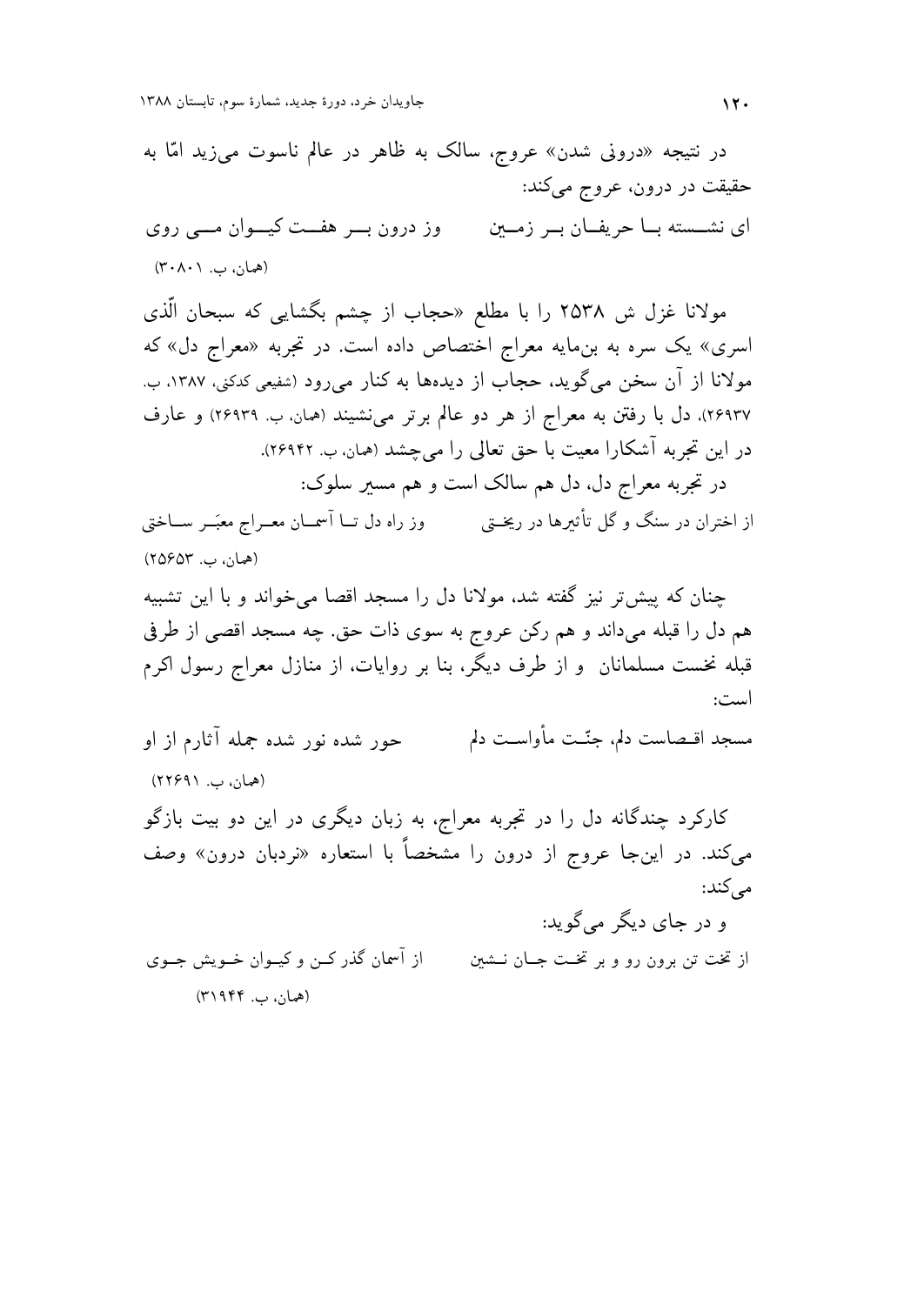در نتیجه «درونی شدن» عروج، سالک به ظاهر در عالم ناسوت می‌زید امّا به حقیقت در درون، عروج می‌کند:

ای نشسته با حریفان بر زمین &nbsp;&nbsp;&nbsp;&nbsp; وز درون بر هفت کیوان می روی

(همان، ب. ۳۰۸۰۱)

مولانا غزل ش ۲۵۳۸ را با مطلع «حجاب از چشم بگشایی که سبحان الّذی اسری» یک سره به بن‌مایه معراج اختصاص داده است. در تجربه «معراج دل» که مولانا از آن سخن می‌گوید، حجاب از دیده‌ها به کنار می‌رود (شفیعی کدکنی، ۱۳۸۷، ب. ۲۶۹۳۷)، دل با رفتن به معراج از هر دو عالم برتر می‌نشیند (همان، ب. ۲۶۹۳۹) و عارف در این تجربه آشکارا معیت با حق تعالی را می‌چشد (همان، ب. ۲۶۹۴۲).

در تجربه معراج دل، دل هم سالک است و هم مسیر سلوک:

از اختران در سنگ و گل تأثیرها در ریختی &nbsp;&nbsp;&nbsp;&nbsp; وز راه دل تا آسمان معراج معبَر ساختی

(همان، ب. ۲۵۶۵۳)

چنان که پیش‌تر نیز گفته شد، مولانا دل را مسجد اقصا می‌خواند و با این تشبیه هم دل را قبله می‌داند و هم رکن عروج به سوی ذات حق. چه مسجد اقصی از طرفی قبله نخست مسلمانان و از طرف دیگر، بنا بر روایات، از منازل معراج رسول اکرم است:

مسجد اقصاست دلم، جنّت مأواست دلم &nbsp;&nbsp;&nbsp;&nbsp; حور شده نور شده جمله آثارم از او

(همان، ب. ۲۲۶۹۱)

کارکرد چندگانه دل را در تجربه معراج، به زبان دیگری در این دو بیت بازگو می‌کند. در این‌جا عروج از درون را مشخصاً با استعاره «نردبان درون» وصف می‌کند:

و در جای دیگر می‌گوید:

از تخت تن برون رو و بر تخت جان نشین &nbsp;&nbsp;&nbsp;&nbsp; از آسمان گذر کن و کیوان خویش جوی

(همان، ب. ۳۱۹۴۴)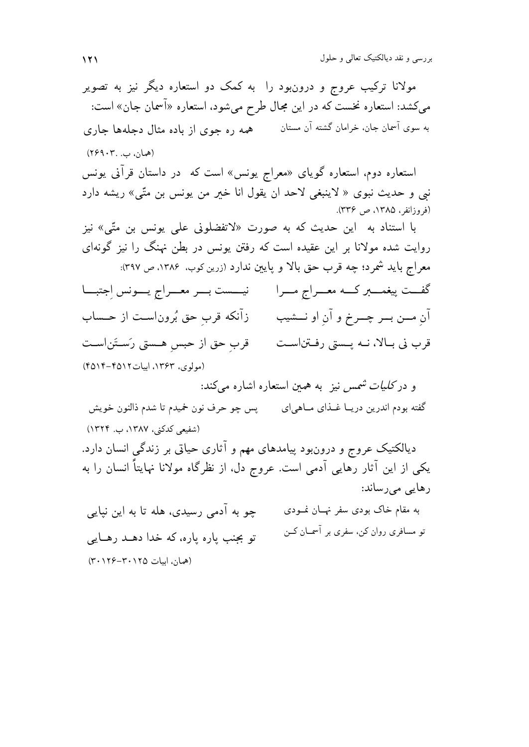مولانا ترکیب عروج و درون‌بود را به کمک دو استعاره دیگر نیز به تصویر می‌کشد: استعاره نخست که در این مجال طرح می‌شود، استعاره «آسمان جان» است:

به سوی آسمان جان، خرامان گشته آن مستان — همه ره جوی از باده مثال دجله‌ها جاری

(همان، ب. ۲۶۹۰۳)

استعاره دوم، استعاره گویای «معراج یونس» است که در داستان قرآنی یونس نبی و حدیث نبوی « لاینبغی لاحد ان یقول انا خیر من یونس بن متّی» ریشه دارد (فروزانفر، ۱۳۸۵، ص ۳۳۶).

با استناد به این حدیث که به صورت «لاتفضلونی علی یونس بن متّی» نیز روایت شده مولانا بر این عقیده است که رفتن یونس در بطن نهنگ را نیز گونه‌ای معراج باید شمرد؛ چه قرب حق بالا و پایین ندارد (زرین کوب، ۱۳۸۶، ص ۳۹۷):

گفت پیغمبر که معراجِ مرا — نیست بر معراجِ یونس اِجتبا

آنِ من بر چرخ و آنِ او نشیب — زآنکه قربِ حق بُرون‌است از حساب

قرب نی بالا، نه پستی رفتن‌است — قربِ حق از حبسِ هستی رَستَن‌است

(مولوی، ۱۳۶۳، ابیات ۴۵۱۲-۴۵۱۴)

و در *کلیات شمس* نیز به همین استعاره اشاره می‌کند:

گفته بودم اندرین دریا غذای ماهی‌ای — پس چو حرف نون خمیدم تا شدم ذالنون خویش

(شفیعی کدکنی، ۱۳۸۷، ب. ۱۳۲۴)

دیالکتیک عروج و درون‌بود پیامدهای مهم و آثاری حیاتی بر زندگی انسان دارد. یکی از این آثار رهایی آدمی است. عروج دل، از نظرگاه مولانا نهایتاً انسان را به رهایی می‌رساند:

به مقام خاک بودی سفر نهان نمودی — چو به آدمی رسیدی، هله تا به این نپایی

تو مسافری روان کن، سفری بر آسمان کن — تو بجنب پاره پاره، که خدا دهد رهایی

(همان، ابیات ۳۰۱۲۵-۳۰۱۲۶)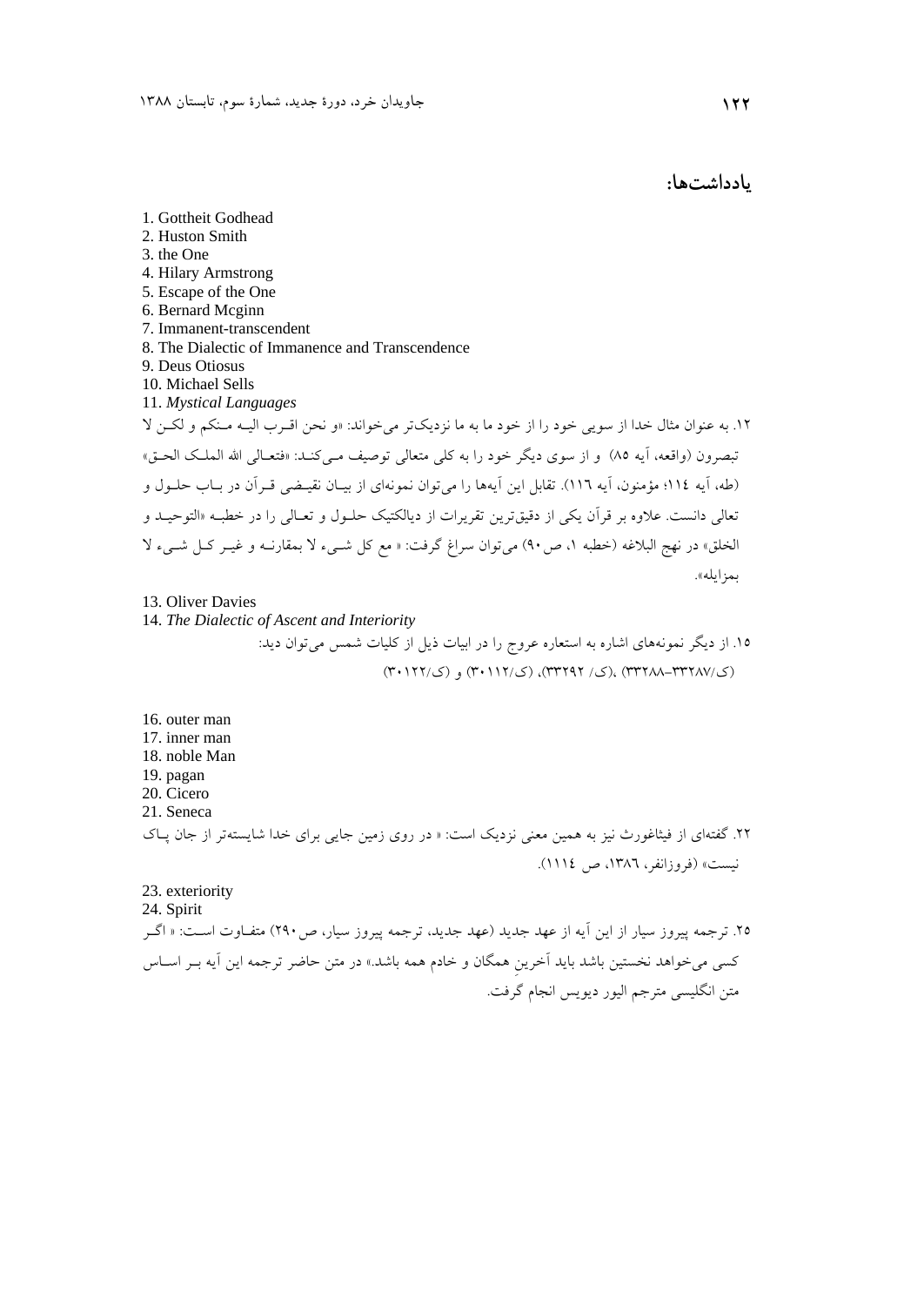## یادداشت‌ها:

1. Gottheit Godhead
2. Huston Smith
3. the One
4. Hilary Armstrong
5. Escape of the One
6. Bernard Mcginn
7. Immanent-transcendent
8. The Dialectic of Immanence and Transcendence
9. Deus Otiosus
10. Michael Sells
11. *Mystical Languages*

۱۲. به عنوان مثال خدا از سویی خود را از خود ما به ما نزدیک‌تر می‌خواند: «و نحن اقـرب الیـه مـنکم و لکـن لا تبصرون (واقعه، آیه ۸۵) و از سوی دیگر خود را به کلی متعالی توصیف مـی‌کنـد: «فتعـالی الله الملـک الحـق» (طه، آیه ۱۱۴؛ مؤمنون، آیه ۱۱۶). تقابل این آیه‌ها را می‌توان نمونه‌ای از بیـان نقیـضی قـرآن در بـاب حلـول و تعالی دانست. علاوه بر قرآن یکی از دقیق‌ترین تقریرات از دیالکتیک حلـول و تعـالی را در خطبـه «التوحیـد و الخلق» در نهج البلاغه (خطبه ۱، ص۹۰) می‌توان سراغ گرفت: « مع کل شـیء لا بمقارنـه و غیـر کـل شـیء لا بمزایله».

13. Oliver Davies
14. *The Dialectic of Ascent and Interiority*

۱۵. از دیگر نمونه‌های اشاره به استعاره عروج را در ابیات ذیل از کلیات شمس می‌توان دید:
(ک/۳۳۲۸۷–۳۳۲۸۸)، (ک/ ۳۳۲۹۲)، (ک/۳۰۱۱۲) و (ک/۳۰۱۲۲)

16. outer man
17. inner man
18. noble Man
19. pagan
20. Cicero
21. Seneca

۲۲. گفته‌ای از فیثاغورث نیز به همین معنی نزدیک است: « در روی زمین جایی برای خدا شایسته‌تر از جان پـاک نیست» (فروزانفر، ۱۳۸۶، ص ۱۱۱۴).

23. exteriority
24. Spirit

۲۵. ترجمه پیروز سیار از این آیه از عهد جدید (عهد جدید، ترجمه پیروز سیار، ص۲۹۰) متفـاوت اسـت: « اگـر کسی می‌خواهد نخستین باشد باید آخرینِ همگان و خادم همه باشد.» در متن حاضر ترجمه این آیه بـر اسـاس متن انگلیسی مترجم الیور دیویس انجام گرفت.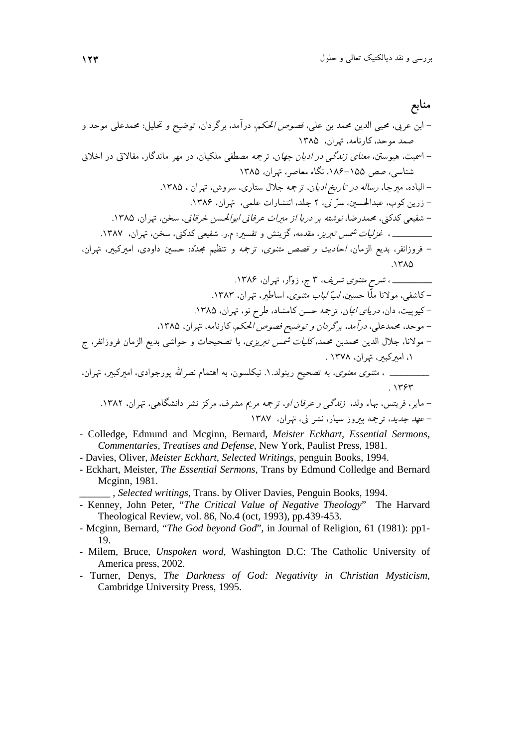## منابع

- ابن عربی، محیی الدین محمد بن علی، *فصوص الحکم*، درآمد، برگردان، توضیح و تحلیل: محمدعلی موحد و صمد موحد، کارنامه، تهران، ۱۳۸۵
- اسمیت، هیوستن، *معنای زندگی در ادیان جهان*، ترجمه مصطفی ملکیان، در مهر ماندگار، مقالاتی در اخلاق شناسی، صص ۱۵۵-۱۸۶، نگاه معاصر، تهران، ۱۳۸۵
- الیاده، میرچا، *رساله در تاریخ ادیان*، ترجمه جلال ستاری، سروش، تهران ، ۱۳۸۵.
- زرین کوب، عبدالحسین، *سرّ نی*، ۲ جلد، انتشارات علمی، تهران، ۱۳۸۶.
- شفیعی کدکنی، محمدرضا، *نوشته بر دریا از میراث عرفانی ابوالحسن خرقانی*، سخن، تهران، ۱۳۸۵.

________ ، *غزلیات شمس تبریز*، مقدمه، گزینش و تفسیر: م.ر. شفیعی کدکنی، سخن، تهران، ۱۳۸۷.

- فروزانفر، بدیع الزمان، *احادیث و قصص مثنوی*، ترجمه و تنظیم مجدّد: حسین داودی، امیرکبیر، تهران، ۱۳۸۵.

________ ، *شرح مثنوی شریف*، ۳ ج، زوّار، تهران، ۱۳۸۶.

- کاشفی، مولانا ملّا حسین، *لبّ لباب مثنوی*، اساطیر، تهران، ۱۳۸۳.
- کیوپیت، دان، *دریای ایمان*، ترجمه حسن کامشاد، طرح نو، تهران، ۱۳۸۵.
- موحد، محمدعلی، *درآمد، برگردان و توضیح فصوص الحکم*، کارنامه، تهران، ۱۳۸۵،
- مولانا، جلال الدین محمدبن محمد، *کلیات شمس تبریزی*، با تصحیحات و حواشی بدیع الزمان فروزانفر، ج ۱، امیرکبیر، تهران، ۱۳۷۸ .

________ ، *مثنوی معنوی*، به تصحیح رینولد.ا. نیکلسون، به اهتمام نصرالله پورجوادی، امیرکبیر، تهران، ۱۳۶۳ .

- مایر، فریتس، بهاء ولد، *زندگی و عرفان او*، ترجمه مریم مشرف، مرکز نشر دانشگاهی، تهران، ۱۳۸۲.
- *عهد جدید*، ترجمه پیروز سیار، نشر نی، تهران، ۱۳۸۷

- Colledge, Edmund and Mcginn, Bernard, *Meister Eckhart, Essential Sermons, Commentaries, Treatises and Defense*, New York, Paulist Press, 1981.
- Davies, Oliver, *Meister Eckhart, Selected Writings*, penguin Books, 1994.
- Eckhart, Meister, *The Essential Sermons*, Trans by Edmund Colledge and Bernard Mcginn, 1981.

______ , *Selected writings*, Trans. by Oliver Davies, Penguin Books, 1994.

- Kenney, John Peter, "*The Critical Value of Negative Theology*" The Harvard Theological Review, vol. 86, No.4 (oct, 1993), pp.439-453.
- Mcginn, Bernard, "*The God beyond God*", in Journal of Religion, 61 (1981): pp1-19.
- Milem, Bruce, *Unspoken word*, Washington D.C: The Catholic University of America press, 2002.
- Turner, Denys, *The Darkness of God: Negativity in Christian Mysticism*, Cambridge University Press, 1995.